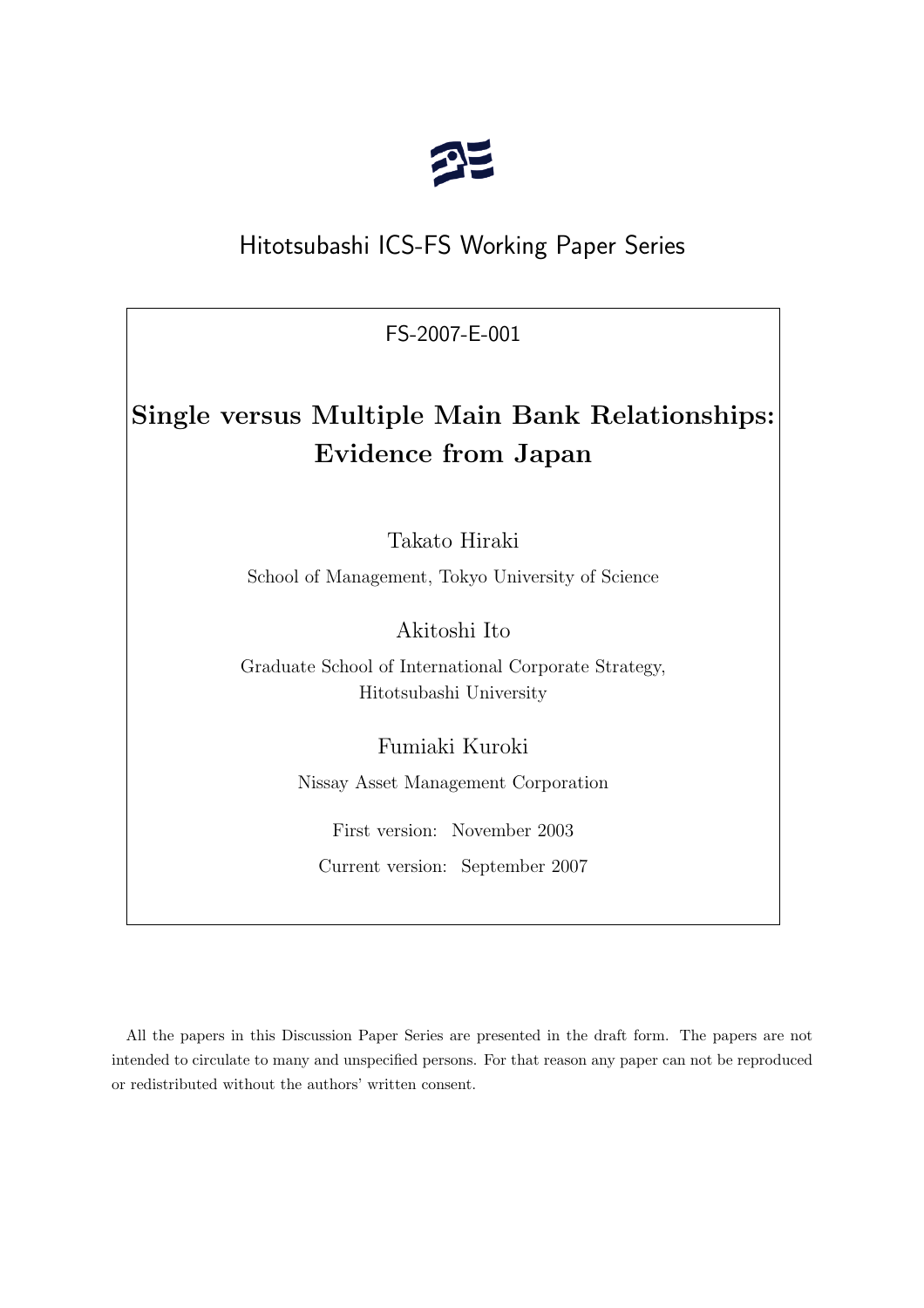Hitotsubashi ICS-FS Working Paper Series

FS-2007-E-001

# Single versus Multiple Main Bank Relationships: Evidence from Japan

Takato Hiraki

School of Management, Tokyo University of Science

Akitoshi Ito

Graduate School of International Corporate Strategy, Hitotsubashi University

Fumiaki Kuroki

Nissay Asset Management Corporation

First version: November 2003

Current version: September 2007

All the papers in this Discussion Paper Series are presented in the draft form. The papers are not intended to circulate to many and unspecified persons. For that reason any paper can not be reproduced or redistributed without the authors' written consent.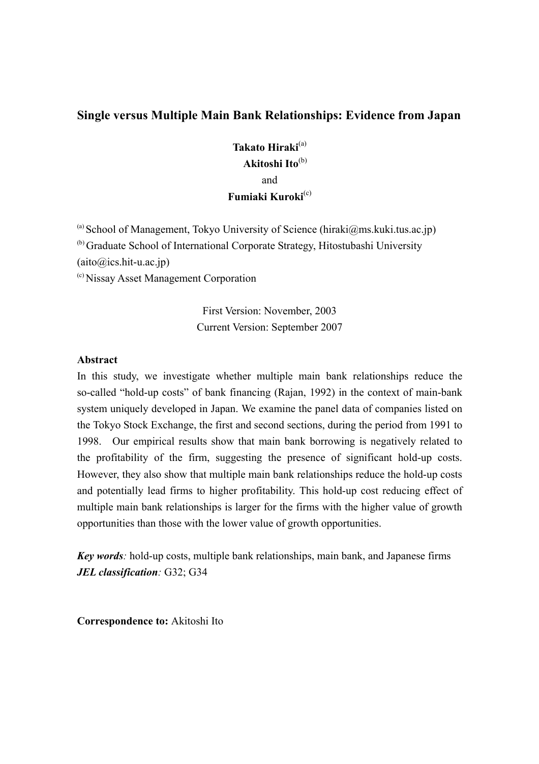# Single versus Multiple Main Bank Relationships: Evidence from Japan

**Takato Hiraki**[a]

**Akitoshi Ito**[b]

and

**Fumiaki Kuroki**[c]

[a] School of Management, Tokyo University of Science (hiraki@ms.kuki.tus.ac.jp)

[b] Graduate School of International Corporate Strategy, Hitostubashi University (aito@ics.hit-u.ac.jp)

[c] Nissay Asset Management Corporation

First Version: November, 2003

Current Version: September 2007

**Abstract**

In this study, we investigate whether multiple main bank relationships reduce the so-called "hold-up costs" of bank financing (Rajan, 1992) in the context of main-bank system uniquely developed in Japan. We examine the panel data of companies listed on the Tokyo Stock Exchange, the first and second sections, during the period from 1991 to 1998. Our empirical results show that main bank borrowing is negatively related to the profitability of the firm, suggesting the presence of significant hold-up costs. However, they also show that multiple main bank relationships reduce the hold-up costs and potentially lead firms to higher profitability. This hold-up cost reducing effect of multiple main bank relationships is larger for the firms with the higher value of growth opportunities than those with the lower value of growth opportunities.

***Key words****:* hold-up costs, multiple bank relationships, main bank, and Japanese firms

***JEL classification****:* G32; G34

**Correspondence to:** Akitoshi Ito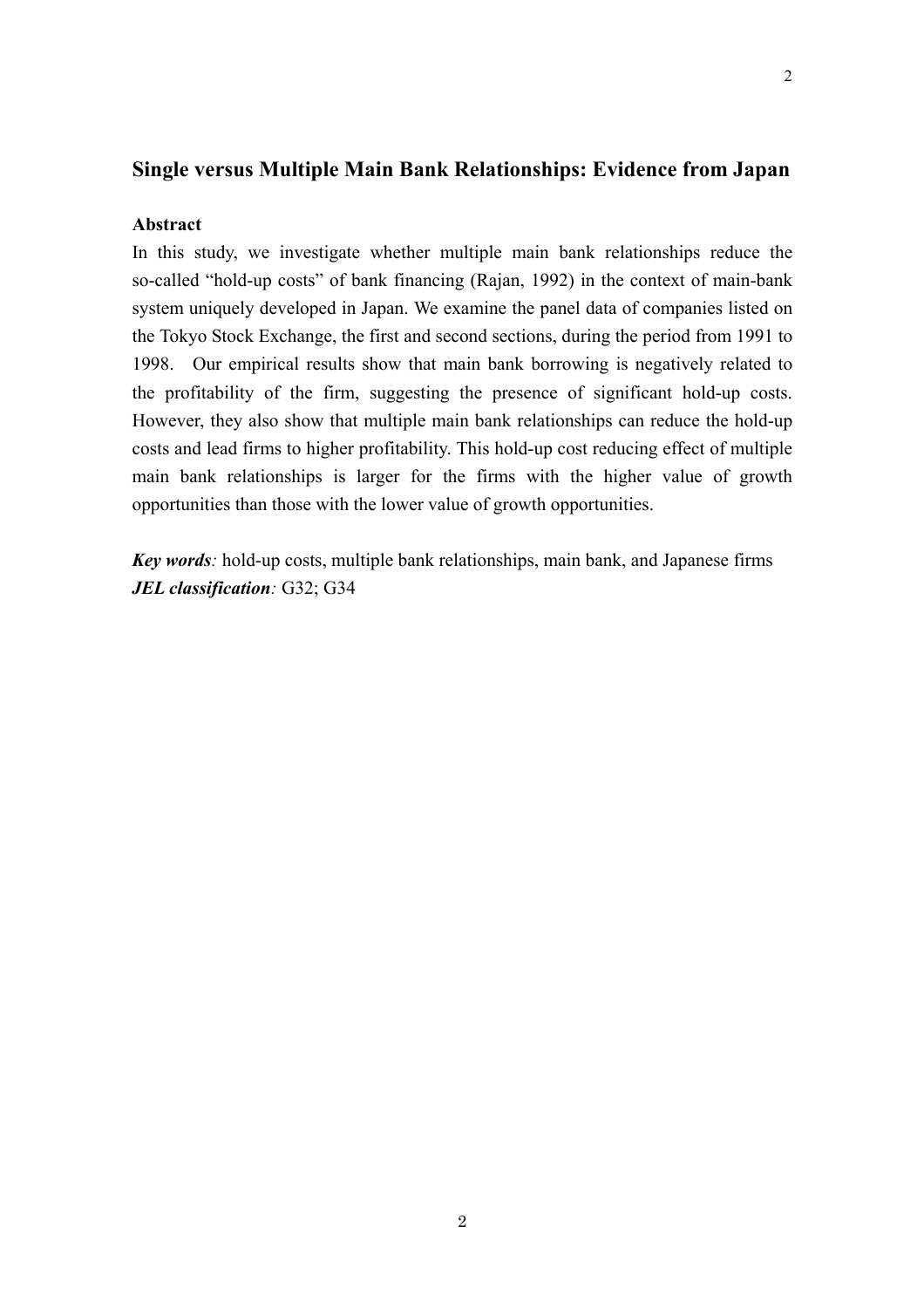## Single versus Multiple Main Bank Relationships: Evidence from Japan

### Abstract

In this study, we investigate whether multiple main bank relationships reduce the so-called "hold-up costs" of bank financing (Rajan, 1992) in the context of main-bank system uniquely developed in Japan. We examine the panel data of companies listed on the Tokyo Stock Exchange, the first and second sections, during the period from 1991 to 1998. Our empirical results show that main bank borrowing is negatively related to the profitability of the firm, suggesting the presence of significant hold-up costs. However, they also show that multiple main bank relationships can reduce the hold-up costs and lead firms to higher profitability. This hold-up cost reducing effect of multiple main bank relationships is larger for the firms with the higher value of growth opportunities than those with the lower value of growth opportunities.

***Key words**:* hold-up costs, multiple bank relationships, main bank, and Japanese firms
***JEL classification**:* G32; G34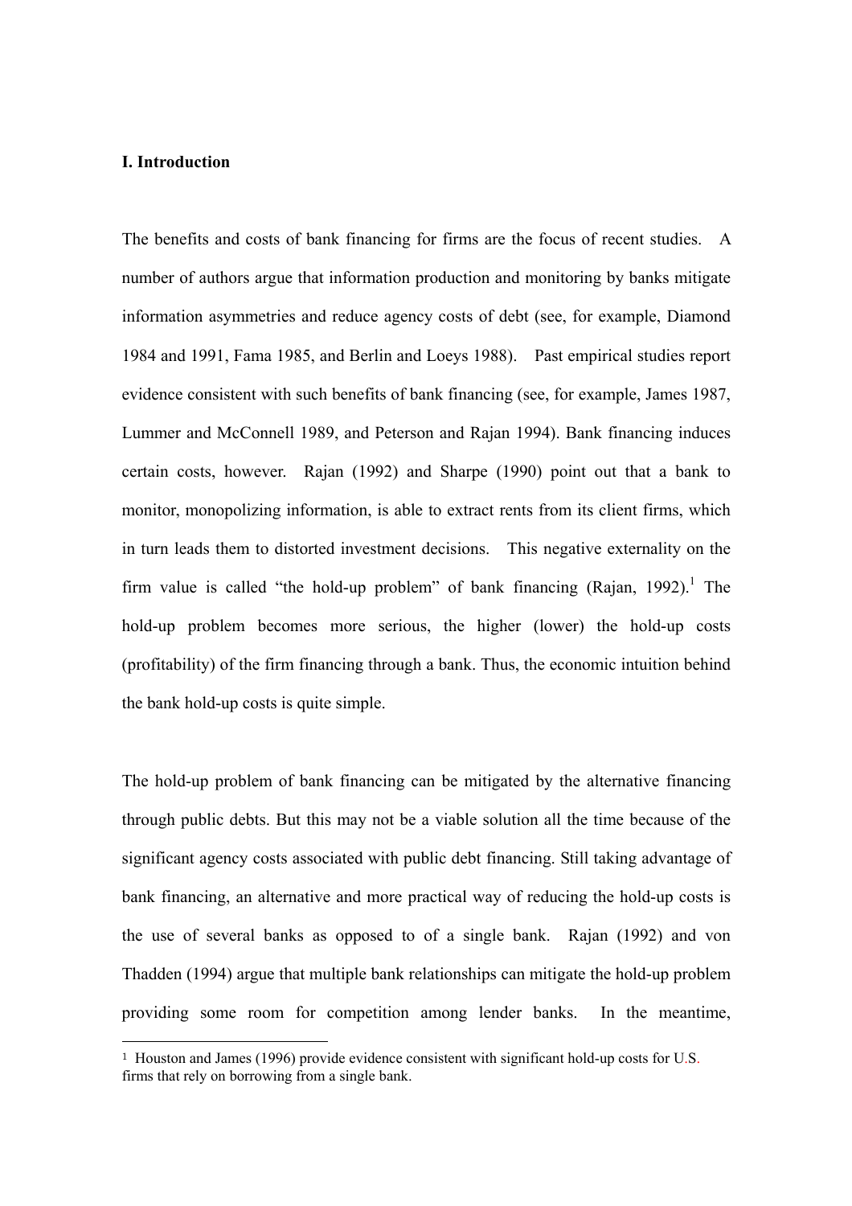## I. Introduction

The benefits and costs of bank financing for firms are the focus of recent studies. A number of authors argue that information production and monitoring by banks mitigate information asymmetries and reduce agency costs of debt (see, for example, Diamond 1984 and 1991, Fama 1985, and Berlin and Loeys 1988). Past empirical studies report evidence consistent with such benefits of bank financing (see, for example, James 1987, Lummer and McConnell 1989, and Peterson and Rajan 1994). Bank financing induces certain costs, however. Rajan (1992) and Sharpe (1990) point out that a bank to monitor, monopolizing information, is able to extract rents from its client firms, which in turn leads them to distorted investment decisions. This negative externality on the firm value is called "the hold-up problem" of bank financing (Rajan, 1992).[1] The hold-up problem becomes more serious, the higher (lower) the hold-up costs (profitability) of the firm financing through a bank. Thus, the economic intuition behind the bank hold-up costs is quite simple.

The hold-up problem of bank financing can be mitigated by the alternative financing through public debts. But this may not be a viable solution all the time because of the significant agency costs associated with public debt financing. Still taking advantage of bank financing, an alternative and more practical way of reducing the hold-up costs is the use of several banks as opposed to of a single bank. Rajan (1992) and von Thadden (1994) argue that multiple bank relationships can mitigate the hold-up problem providing some room for competition among lender banks. In the meantime,

[1] Houston and James (1996) provide evidence consistent with significant hold-up costs for U.S. firms that rely on borrowing from a single bank.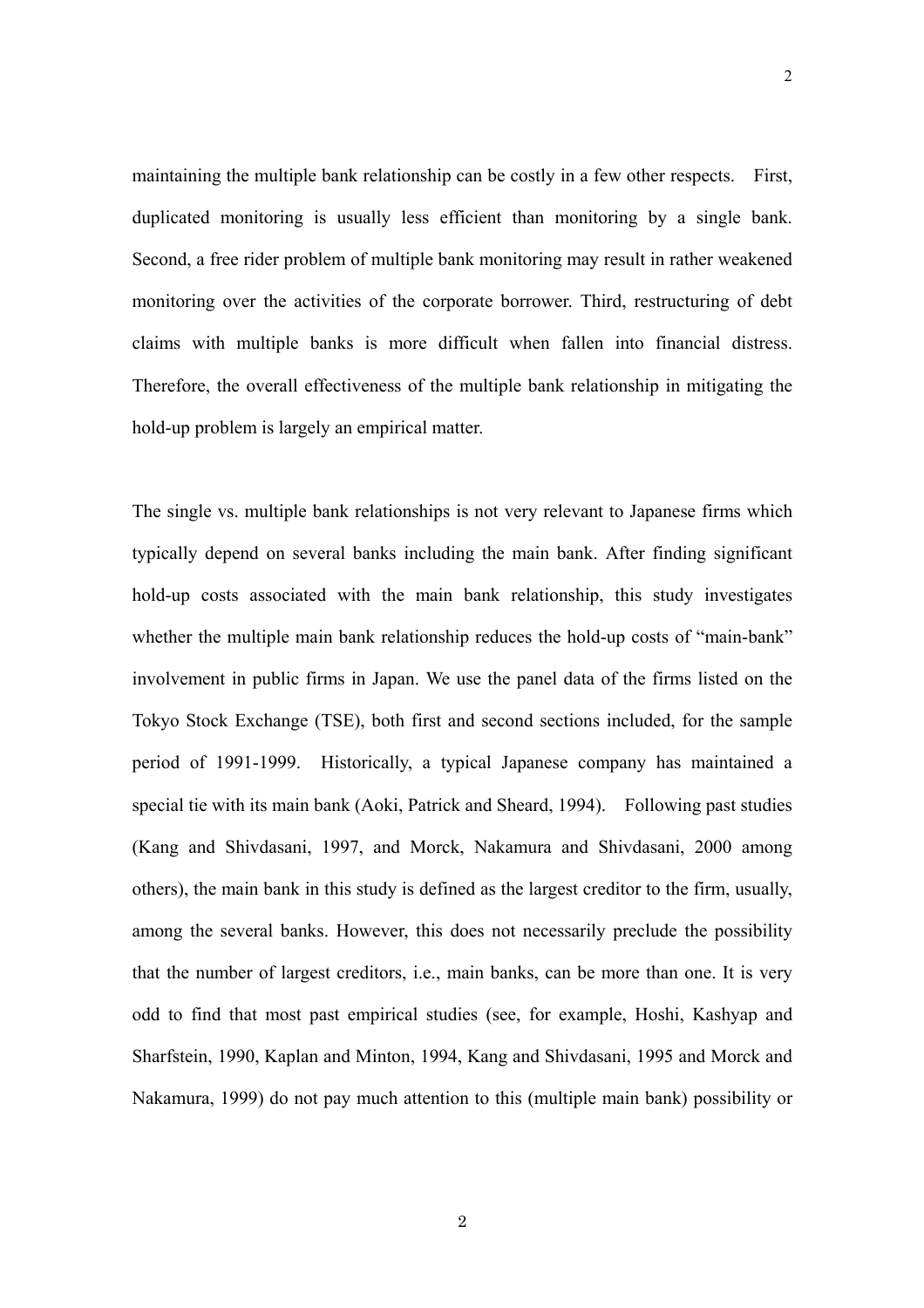maintaining the multiple bank relationship can be costly in a few other respects. First, duplicated monitoring is usually less efficient than monitoring by a single bank. Second, a free rider problem of multiple bank monitoring may result in rather weakened monitoring over the activities of the corporate borrower. Third, restructuring of debt claims with multiple banks is more difficult when fallen into financial distress. Therefore, the overall effectiveness of the multiple bank relationship in mitigating the hold-up problem is largely an empirical matter.

The single vs. multiple bank relationships is not very relevant to Japanese firms which typically depend on several banks including the main bank. After finding significant hold-up costs associated with the main bank relationship, this study investigates whether the multiple main bank relationship reduces the hold-up costs of "main-bank" involvement in public firms in Japan. We use the panel data of the firms listed on the Tokyo Stock Exchange (TSE), both first and second sections included, for the sample period of 1991-1999. Historically, a typical Japanese company has maintained a special tie with its main bank (Aoki, Patrick and Sheard, 1994). Following past studies (Kang and Shivdasani, 1997, and Morck, Nakamura and Shivdasani, 2000 among others), the main bank in this study is defined as the largest creditor to the firm, usually, among the several banks. However, this does not necessarily preclude the possibility that the number of largest creditors, i.e., main banks, can be more than one. It is very odd to find that most past empirical studies (see, for example, Hoshi, Kashyap and Sharfstein, 1990, Kaplan and Minton, 1994, Kang and Shivdasani, 1995 and Morck and Nakamura, 1999) do not pay much attention to this (multiple main bank) possibility or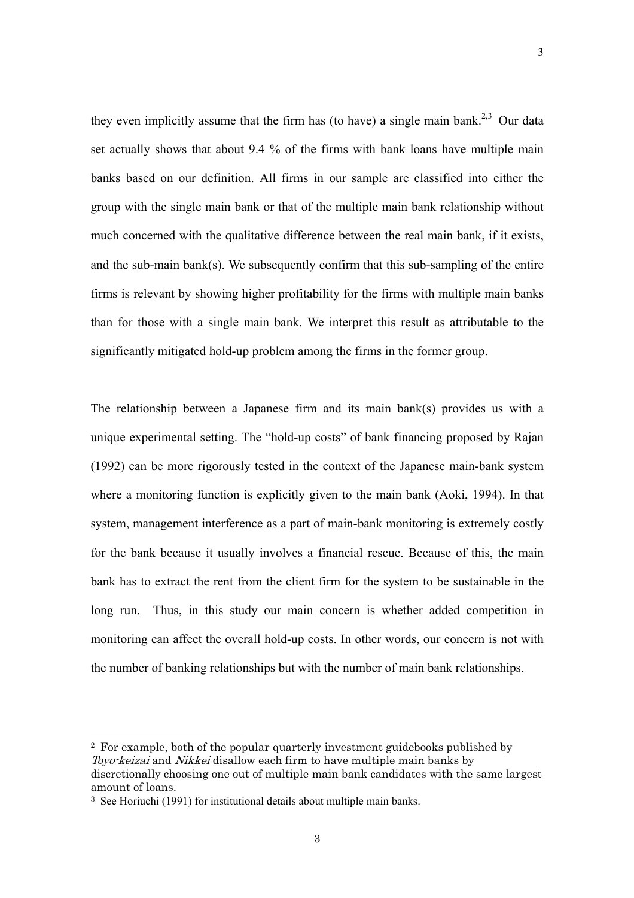they even implicitly assume that the firm has (to have) a single main bank.[2,3] Our data set actually shows that about 9.4 % of the firms with bank loans have multiple main banks based on our definition. All firms in our sample are classified into either the group with the single main bank or that of the multiple main bank relationship without much concerned with the qualitative difference between the real main bank, if it exists, and the sub-main bank(s). We subsequently confirm that this sub-sampling of the entire firms is relevant by showing higher profitability for the firms with multiple main banks than for those with a single main bank. We interpret this result as attributable to the significantly mitigated hold-up problem among the firms in the former group.

The relationship between a Japanese firm and its main bank(s) provides us with a unique experimental setting. The "hold-up costs" of bank financing proposed by Rajan (1992) can be more rigorously tested in the context of the Japanese main-bank system where a monitoring function is explicitly given to the main bank (Aoki, 1994). In that system, management interference as a part of main-bank monitoring is extremely costly for the bank because it usually involves a financial rescue. Because of this, the main bank has to extract the rent from the client firm for the system to be sustainable in the long run. Thus, in this study our main concern is whether added competition in monitoring can affect the overall hold-up costs. In other words, our concern is not with the number of banking relationships but with the number of main bank relationships.

---

[2] For example, both of the popular quarterly investment guidebooks published by *Toyo-keizai* and *Nikkei* disallow each firm to have multiple main banks by discretionally choosing one out of multiple main bank candidates with the same largest amount of loans.

[3] See Horiuchi (1991) for institutional details about multiple main banks.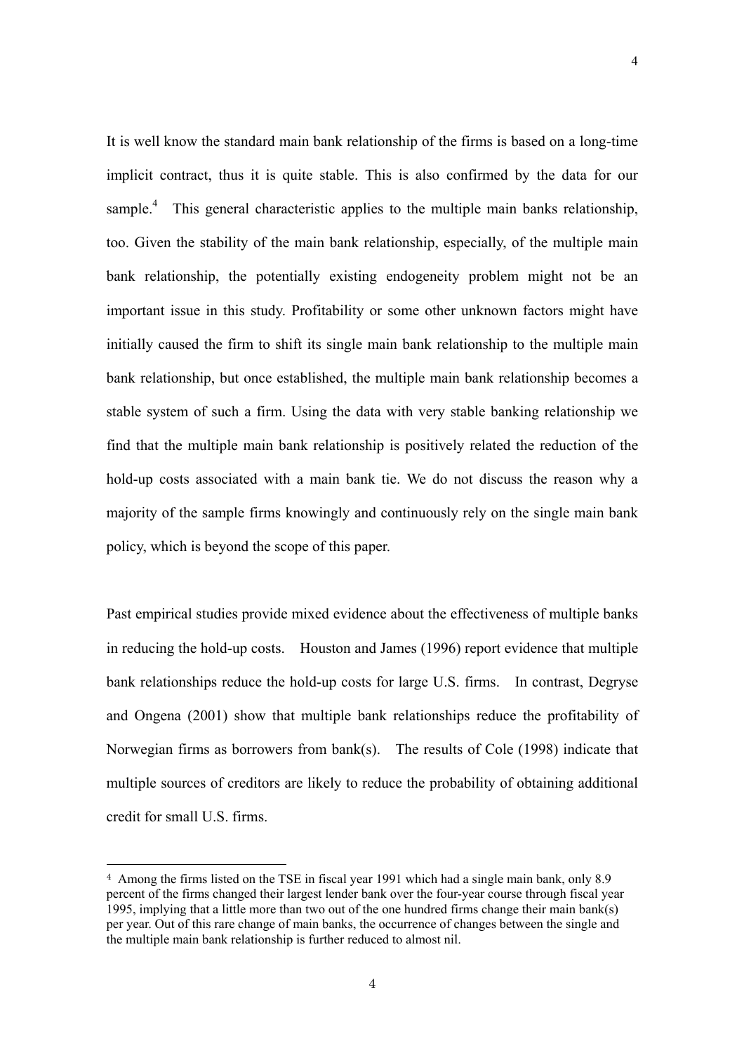It is well know the standard main bank relationship of the firms is based on a long-time implicit contract, thus it is quite stable. This is also confirmed by the data for our sample.[4] This general characteristic applies to the multiple main banks relationship, too. Given the stability of the main bank relationship, especially, of the multiple main bank relationship, the potentially existing endogeneity problem might not be an important issue in this study. Profitability or some other unknown factors might have initially caused the firm to shift its single main bank relationship to the multiple main bank relationship, but once established, the multiple main bank relationship becomes a stable system of such a firm. Using the data with very stable banking relationship we find that the multiple main bank relationship is positively related the reduction of the hold-up costs associated with a main bank tie. We do not discuss the reason why a majority of the sample firms knowingly and continuously rely on the single main bank policy, which is beyond the scope of this paper.

Past empirical studies provide mixed evidence about the effectiveness of multiple banks in reducing the hold-up costs. Houston and James (1996) report evidence that multiple bank relationships reduce the hold-up costs for large U.S. firms. In contrast, Degryse and Ongena (2001) show that multiple bank relationships reduce the profitability of Norwegian firms as borrowers from bank(s). The results of Cole (1998) indicate that multiple sources of creditors are likely to reduce the probability of obtaining additional credit for small U.S. firms.

[4] Among the firms listed on the TSE in fiscal year 1991 which had a single main bank, only 8.9 percent of the firms changed their largest lender bank over the four-year course through fiscal year 1995, implying that a little more than two out of the one hundred firms change their main bank(s) per year. Out of this rare change of main banks, the occurrence of changes between the single and the multiple main bank relationship is further reduced to almost nil.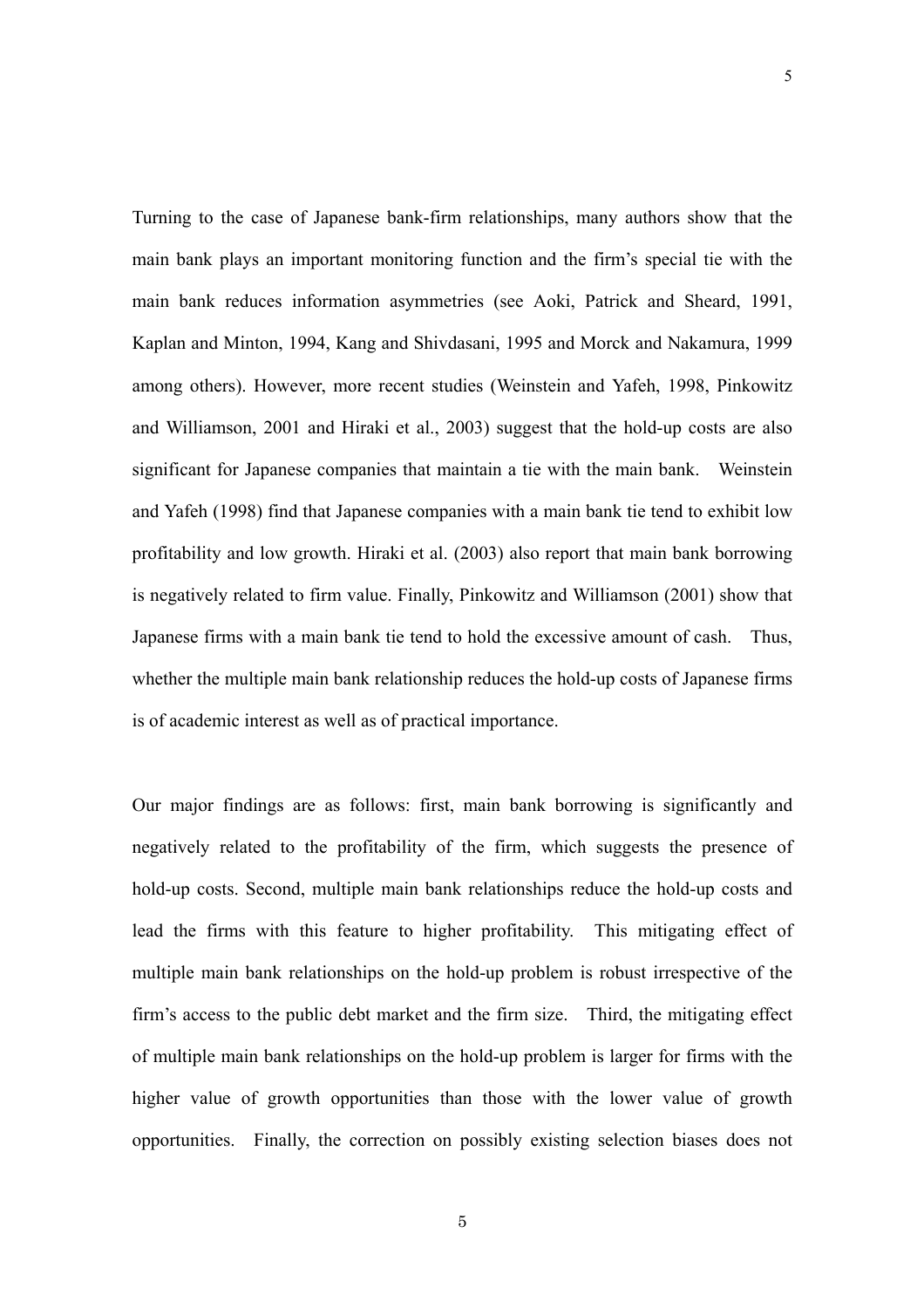Turning to the case of Japanese bank-firm relationships, many authors show that the main bank plays an important monitoring function and the firm's special tie with the main bank reduces information asymmetries (see Aoki, Patrick and Sheard, 1991, Kaplan and Minton, 1994, Kang and Shivdasani, 1995 and Morck and Nakamura, 1999 among others). However, more recent studies (Weinstein and Yafeh, 1998, Pinkowitz and Williamson, 2001 and Hiraki et al., 2003) suggest that the hold-up costs are also significant for Japanese companies that maintain a tie with the main bank. Weinstein and Yafeh (1998) find that Japanese companies with a main bank tie tend to exhibit low profitability and low growth. Hiraki et al. (2003) also report that main bank borrowing is negatively related to firm value. Finally, Pinkowitz and Williamson (2001) show that Japanese firms with a main bank tie tend to hold the excessive amount of cash. Thus, whether the multiple main bank relationship reduces the hold-up costs of Japanese firms is of academic interest as well as of practical importance.

Our major findings are as follows: first, main bank borrowing is significantly and negatively related to the profitability of the firm, which suggests the presence of hold-up costs. Second, multiple main bank relationships reduce the hold-up costs and lead the firms with this feature to higher profitability. This mitigating effect of multiple main bank relationships on the hold-up problem is robust irrespective of the firm's access to the public debt market and the firm size. Third, the mitigating effect of multiple main bank relationships on the hold-up problem is larger for firms with the higher value of growth opportunities than those with the lower value of growth opportunities. Finally, the correction on possibly existing selection biases does not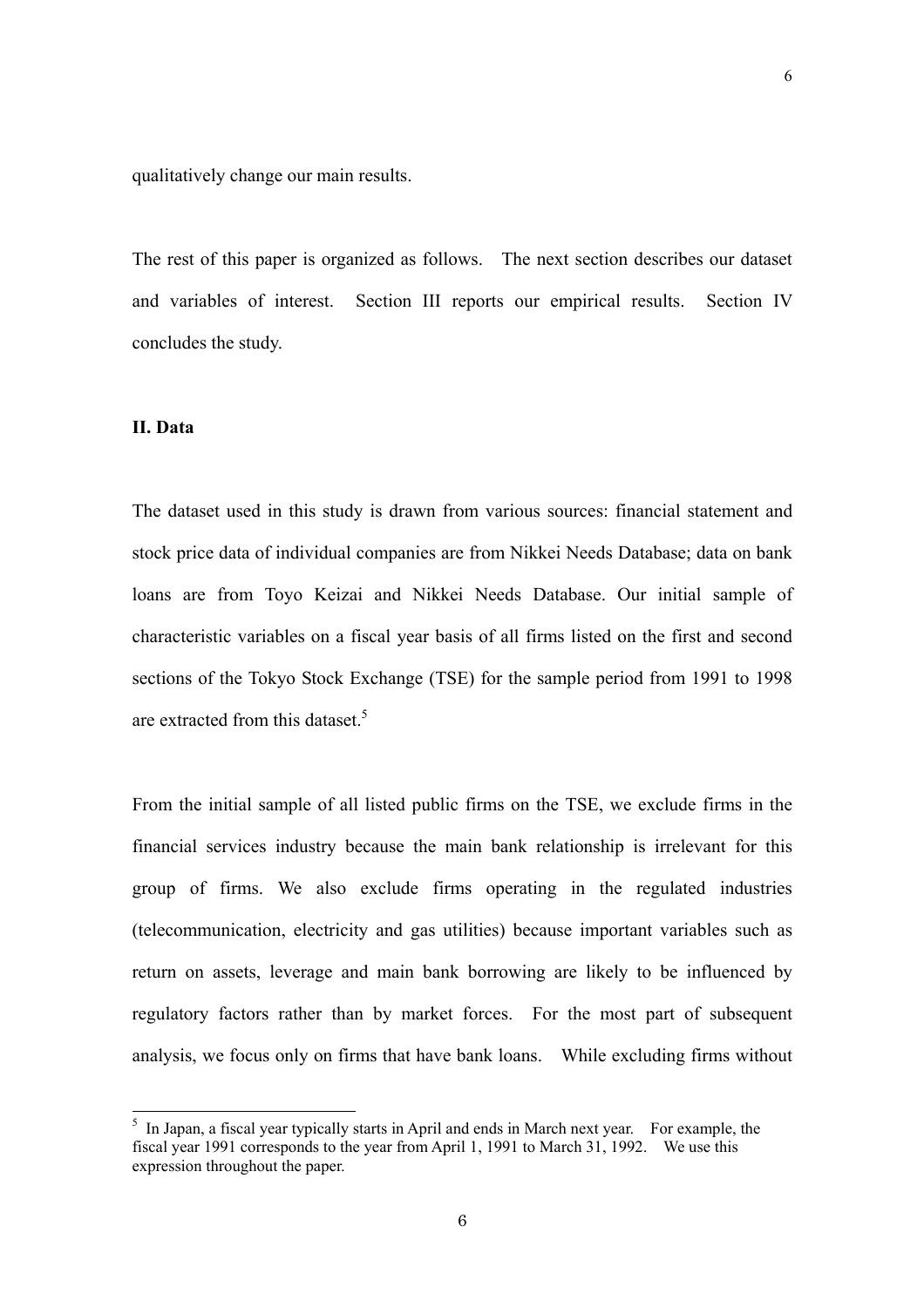qualitatively change our main results.

The rest of this paper is organized as follows. The next section describes our dataset and variables of interest. Section III reports our empirical results. Section IV concludes the study.

## II. Data

The dataset used in this study is drawn from various sources: financial statement and stock price data of individual companies are from Nikkei Needs Database; data on bank loans are from Toyo Keizai and Nikkei Needs Database. Our initial sample of characteristic variables on a fiscal year basis of all firms listed on the first and second sections of the Tokyo Stock Exchange (TSE) for the sample period from 1991 to 1998 are extracted from this dataset.[5]

From the initial sample of all listed public firms on the TSE, we exclude firms in the financial services industry because the main bank relationship is irrelevant for this group of firms. We also exclude firms operating in the regulated industries (telecommunication, electricity and gas utilities) because important variables such as return on assets, leverage and main bank borrowing are likely to be influenced by regulatory factors rather than by market forces. For the most part of subsequent analysis, we focus only on firms that have bank loans. While excluding firms without

---

[5] In Japan, a fiscal year typically starts in April and ends in March next year. For example, the fiscal year 1991 corresponds to the year from April 1, 1991 to March 31, 1992. We use this expression throughout the paper.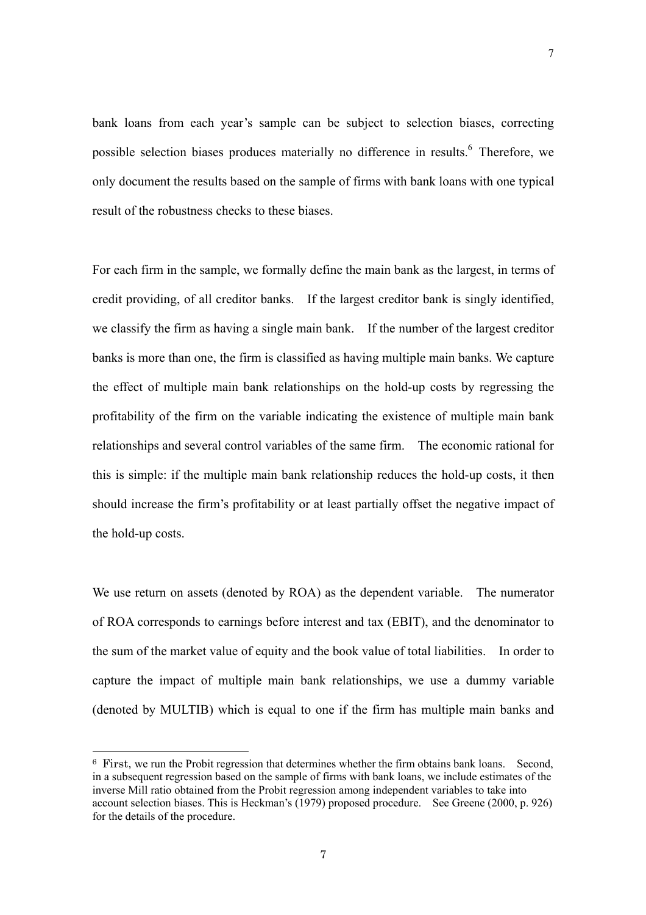bank loans from each year's sample can be subject to selection biases, correcting possible selection biases produces materially no difference in results.[6] Therefore, we only document the results based on the sample of firms with bank loans with one typical result of the robustness checks to these biases.

For each firm in the sample, we formally define the main bank as the largest, in terms of credit providing, of all creditor banks. If the largest creditor bank is singly identified, we classify the firm as having a single main bank. If the number of the largest creditor banks is more than one, the firm is classified as having multiple main banks. We capture the effect of multiple main bank relationships on the hold-up costs by regressing the profitability of the firm on the variable indicating the existence of multiple main bank relationships and several control variables of the same firm. The economic rational for this is simple: if the multiple main bank relationship reduces the hold-up costs, it then should increase the firm's profitability or at least partially offset the negative impact of the hold-up costs.

We use return on assets (denoted by ROA) as the dependent variable. The numerator of ROA corresponds to earnings before interest and tax (EBIT), and the denominator to the sum of the market value of equity and the book value of total liabilities. In order to capture the impact of multiple main bank relationships, we use a dummy variable (denoted by MULTIB) which is equal to one if the firm has multiple main banks and

---

[6] First, we run the Probit regression that determines whether the firm obtains bank loans. Second, in a subsequent regression based on the sample of firms with bank loans, we include estimates of the inverse Mill ratio obtained from the Probit regression among independent variables to take into account selection biases. This is Heckman's (1979) proposed procedure. See Greene (2000, p. 926) for the details of the procedure.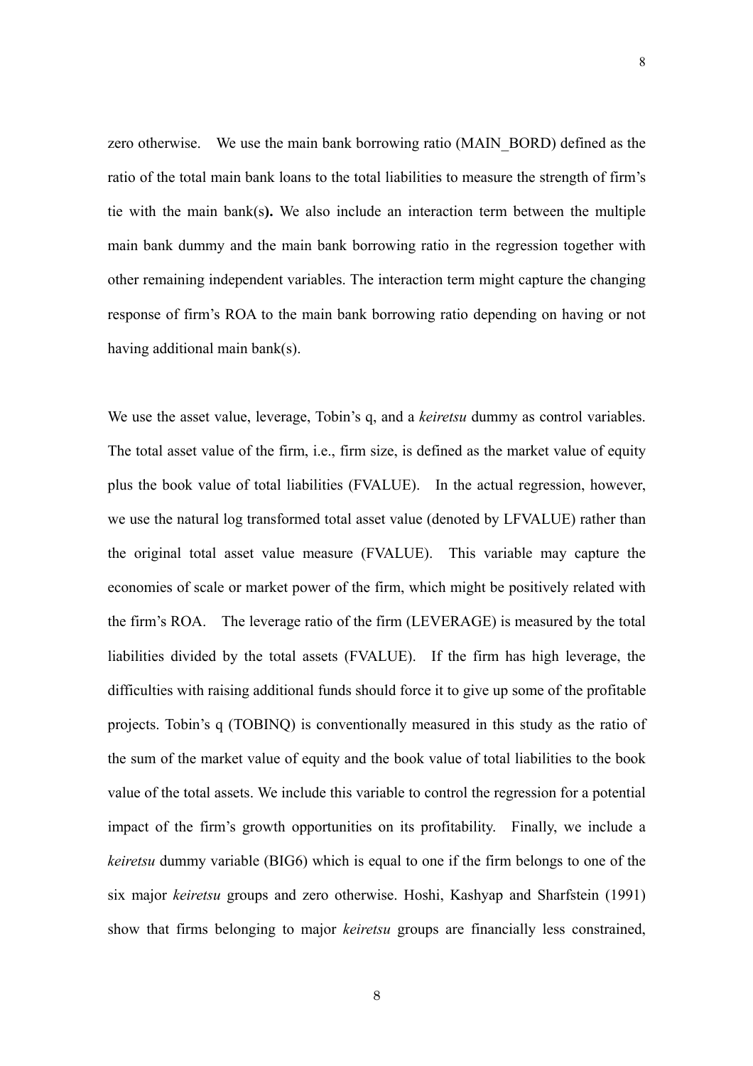zero otherwise. We use the main bank borrowing ratio (MAIN_BORD) defined as the ratio of the total main bank loans to the total liabilities to measure the strength of firm's tie with the main bank(s**).** We also include an interaction term between the multiple main bank dummy and the main bank borrowing ratio in the regression together with other remaining independent variables. The interaction term might capture the changing response of firm's ROA to the main bank borrowing ratio depending on having or not having additional main bank(s).

We use the asset value, leverage, Tobin's q, and a *keiretsu* dummy as control variables. The total asset value of the firm, i.e., firm size, is defined as the market value of equity plus the book value of total liabilities (FVALUE). In the actual regression, however, we use the natural log transformed total asset value (denoted by LFVALUE) rather than the original total asset value measure (FVALUE). This variable may capture the economies of scale or market power of the firm, which might be positively related with the firm's ROA. The leverage ratio of the firm (LEVERAGE) is measured by the total liabilities divided by the total assets (FVALUE). If the firm has high leverage, the difficulties with raising additional funds should force it to give up some of the profitable projects. Tobin's q (TOBINQ) is conventionally measured in this study as the ratio of the sum of the market value of equity and the book value of total liabilities to the book value of the total assets. We include this variable to control the regression for a potential impact of the firm's growth opportunities on its profitability. Finally, we include a *keiretsu* dummy variable (BIG6) which is equal to one if the firm belongs to one of the six major *keiretsu* groups and zero otherwise. Hoshi, Kashyap and Sharfstein (1991) show that firms belonging to major *keiretsu* groups are financially less constrained,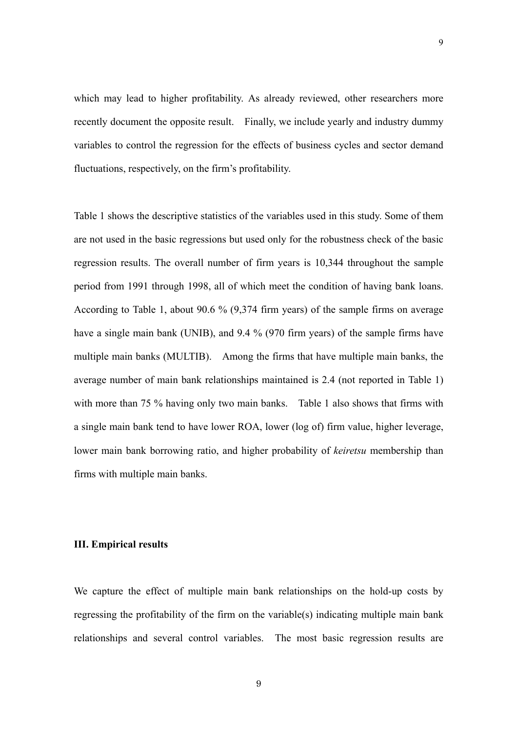which may lead to higher profitability. As already reviewed, other researchers more recently document the opposite result. Finally, we include yearly and industry dummy variables to control the regression for the effects of business cycles and sector demand fluctuations, respectively, on the firm's profitability.

Table 1 shows the descriptive statistics of the variables used in this study. Some of them are not used in the basic regressions but used only for the robustness check of the basic regression results. The overall number of firm years is 10,344 throughout the sample period from 1991 through 1998, all of which meet the condition of having bank loans. According to Table 1, about 90.6 % (9,374 firm years) of the sample firms on average have a single main bank (UNIB), and 9.4 % (970 firm years) of the sample firms have multiple main banks (MULTIB). Among the firms that have multiple main banks, the average number of main bank relationships maintained is 2.4 (not reported in Table 1) with more than 75 % having only two main banks. Table 1 also shows that firms with a single main bank tend to have lower ROA, lower (log of) firm value, higher leverage, lower main bank borrowing ratio, and higher probability of *keiretsu* membership than firms with multiple main banks.

## III. Empirical results

We capture the effect of multiple main bank relationships on the hold-up costs by regressing the profitability of the firm on the variable(s) indicating multiple main bank relationships and several control variables. The most basic regression results are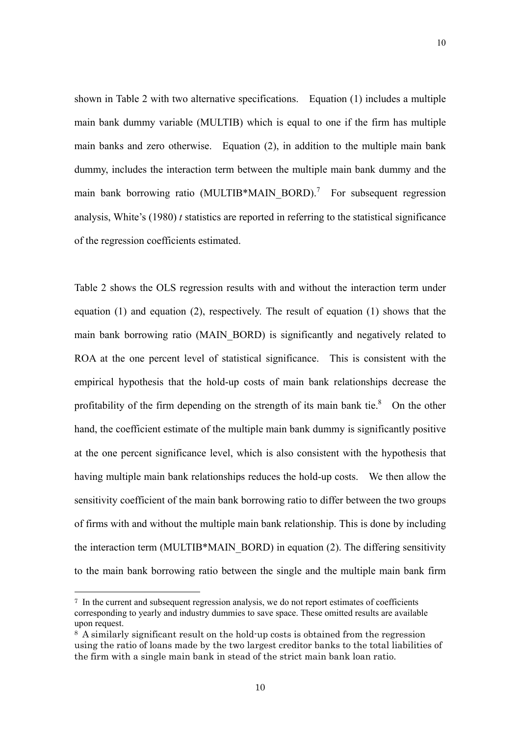shown in Table 2 with two alternative specifications. Equation (1) includes a multiple main bank dummy variable (MULTIB) which is equal to one if the firm has multiple main banks and zero otherwise. Equation (2), in addition to the multiple main bank dummy, includes the interaction term between the multiple main bank dummy and the main bank borrowing ratio (MULTIB*MAIN_BORD).[7] For subsequent regression analysis, White's (1980) *t* statistics are reported in referring to the statistical significance of the regression coefficients estimated.

Table 2 shows the OLS regression results with and without the interaction term under equation (1) and equation (2), respectively. The result of equation (1) shows that the main bank borrowing ratio (MAIN_BORD) is significantly and negatively related to ROA at the one percent level of statistical significance. This is consistent with the empirical hypothesis that the hold-up costs of main bank relationships decrease the profitability of the firm depending on the strength of its main bank tie.[8] On the other hand, the coefficient estimate of the multiple main bank dummy is significantly positive at the one percent significance level, which is also consistent with the hypothesis that having multiple main bank relationships reduces the hold-up costs. We then allow the sensitivity coefficient of the main bank borrowing ratio to differ between the two groups of firms with and without the multiple main bank relationship. This is done by including the interaction term (MULTIB*MAIN_BORD) in equation (2). The differing sensitivity to the main bank borrowing ratio between the single and the multiple main bank firm

---

[7] In the current and subsequent regression analysis, we do not report estimates of coefficients corresponding to yearly and industry dummies to save space. These omitted results are available upon request.

[8] A similarly significant result on the hold-up costs is obtained from the regression using the ratio of loans made by the two largest creditor banks to the total liabilities of the firm with a single main bank in stead of the strict main bank loan ratio.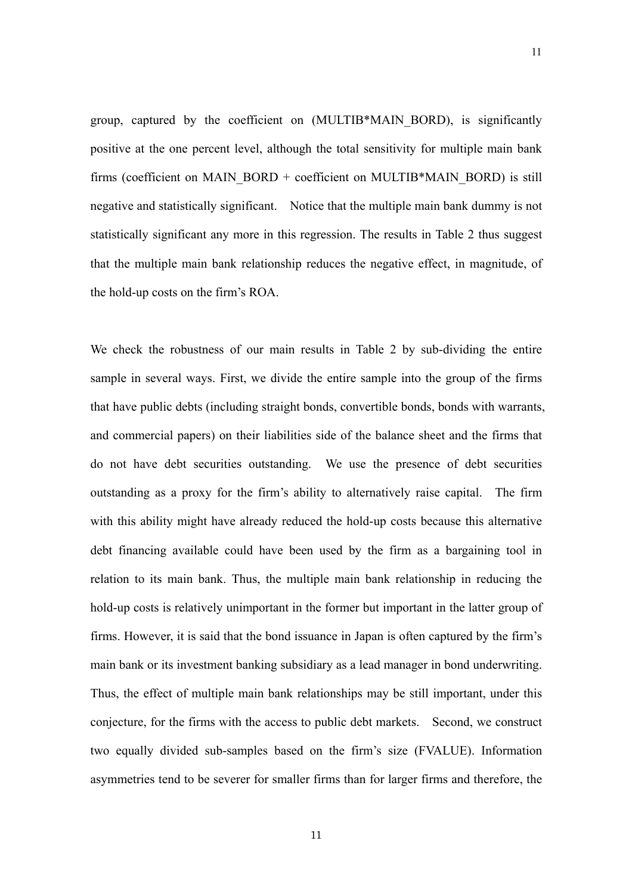group, captured by the coefficient on (MULTIB*MAIN_BORD), is significantly positive at the one percent level, although the total sensitivity for multiple main bank firms (coefficient on MAIN_BORD + coefficient on MULTIB*MAIN_BORD) is still negative and statistically significant. Notice that the multiple main bank dummy is not statistically significant any more in this regression. The results in Table 2 thus suggest that the multiple main bank relationship reduces the negative effect, in magnitude, of the hold-up costs on the firm's ROA.

We check the robustness of our main results in Table 2 by sub-dividing the entire sample in several ways. First, we divide the entire sample into the group of the firms that have public debts (including straight bonds, convertible bonds, bonds with warrants, and commercial papers) on their liabilities side of the balance sheet and the firms that do not have debt securities outstanding. We use the presence of debt securities outstanding as a proxy for the firm's ability to alternatively raise capital. The firm with this ability might have already reduced the hold-up costs because this alternative debt financing available could have been used by the firm as a bargaining tool in relation to its main bank. Thus, the multiple main bank relationship in reducing the hold-up costs is relatively unimportant in the former but important in the latter group of firms. However, it is said that the bond issuance in Japan is often captured by the firm's main bank or its investment banking subsidiary as a lead manager in bond underwriting. Thus, the effect of multiple main bank relationships may be still important, under this conjecture, for the firms with the access to public debt markets. Second, we construct two equally divided sub-samples based on the firm's size (FVALUE). Information asymmetries tend to be severer for smaller firms than for larger firms and therefore, the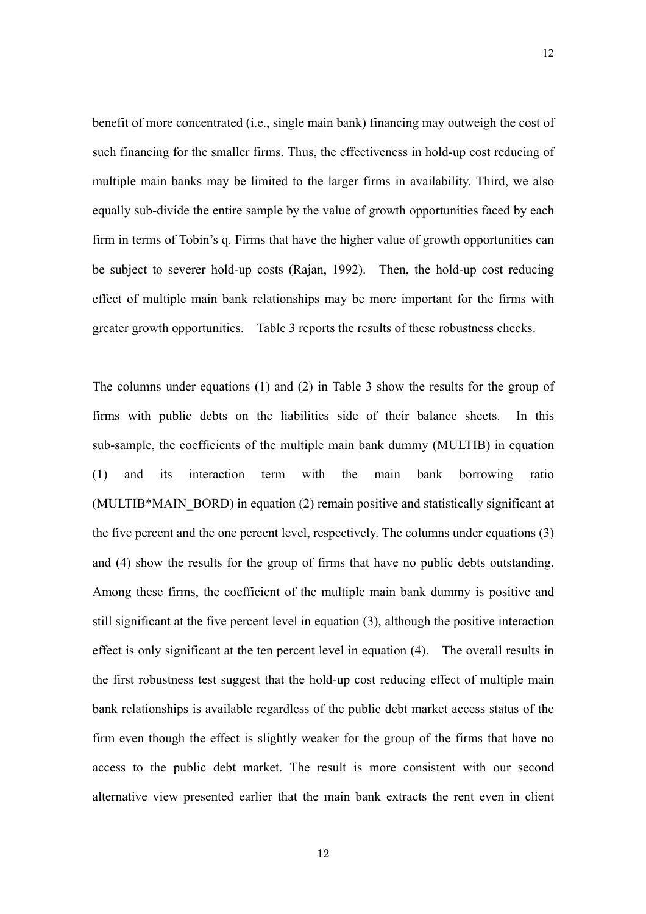benefit of more concentrated (i.e., single main bank) financing may outweigh the cost of such financing for the smaller firms. Thus, the effectiveness in hold-up cost reducing of multiple main banks may be limited to the larger firms in availability. Third, we also equally sub-divide the entire sample by the value of growth opportunities faced by each firm in terms of Tobin's q. Firms that have the higher value of growth opportunities can be subject to severer hold-up costs (Rajan, 1992). Then, the hold-up cost reducing effect of multiple main bank relationships may be more important for the firms with greater growth opportunities. Table 3 reports the results of these robustness checks.

The columns under equations (1) and (2) in Table 3 show the results for the group of firms with public debts on the liabilities side of their balance sheets. In this sub-sample, the coefficients of the multiple main bank dummy (MULTIB) in equation (1) and its interaction term with the main bank borrowing ratio (MULTIB*MAIN_BORD) in equation (2) remain positive and statistically significant at the five percent and the one percent level, respectively. The columns under equations (3) and (4) show the results for the group of firms that have no public debts outstanding. Among these firms, the coefficient of the multiple main bank dummy is positive and still significant at the five percent level in equation (3), although the positive interaction effect is only significant at the ten percent level in equation (4). The overall results in the first robustness test suggest that the hold-up cost reducing effect of multiple main bank relationships is available regardless of the public debt market access status of the firm even though the effect is slightly weaker for the group of the firms that have no access to the public debt market. The result is more consistent with our second alternative view presented earlier that the main bank extracts the rent even in client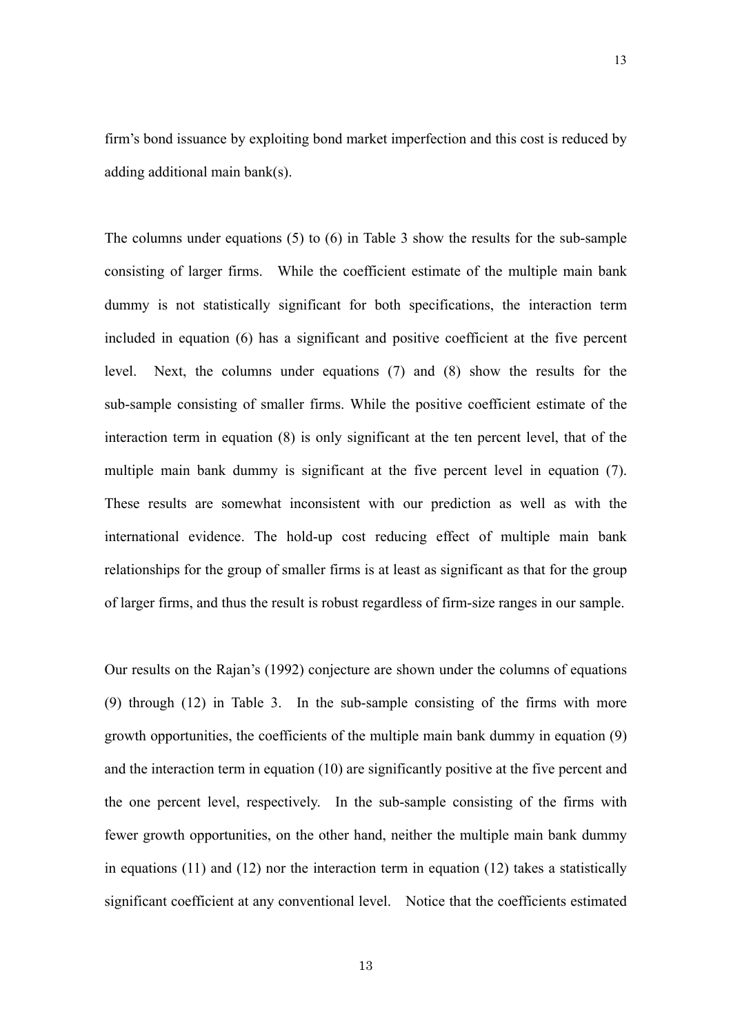firm's bond issuance by exploiting bond market imperfection and this cost is reduced by adding additional main bank(s).

The columns under equations (5) to (6) in Table 3 show the results for the sub-sample consisting of larger firms. While the coefficient estimate of the multiple main bank dummy is not statistically significant for both specifications, the interaction term included in equation (6) has a significant and positive coefficient at the five percent level. Next, the columns under equations (7) and (8) show the results for the sub-sample consisting of smaller firms. While the positive coefficient estimate of the interaction term in equation (8) is only significant at the ten percent level, that of the multiple main bank dummy is significant at the five percent level in equation (7). These results are somewhat inconsistent with our prediction as well as with the international evidence. The hold-up cost reducing effect of multiple main bank relationships for the group of smaller firms is at least as significant as that for the group of larger firms, and thus the result is robust regardless of firm-size ranges in our sample.

Our results on the Rajan's (1992) conjecture are shown under the columns of equations (9) through (12) in Table 3. In the sub-sample consisting of the firms with more growth opportunities, the coefficients of the multiple main bank dummy in equation (9) and the interaction term in equation (10) are significantly positive at the five percent and the one percent level, respectively. In the sub-sample consisting of the firms with fewer growth opportunities, on the other hand, neither the multiple main bank dummy in equations (11) and (12) nor the interaction term in equation (12) takes a statistically significant coefficient at any conventional level. Notice that the coefficients estimated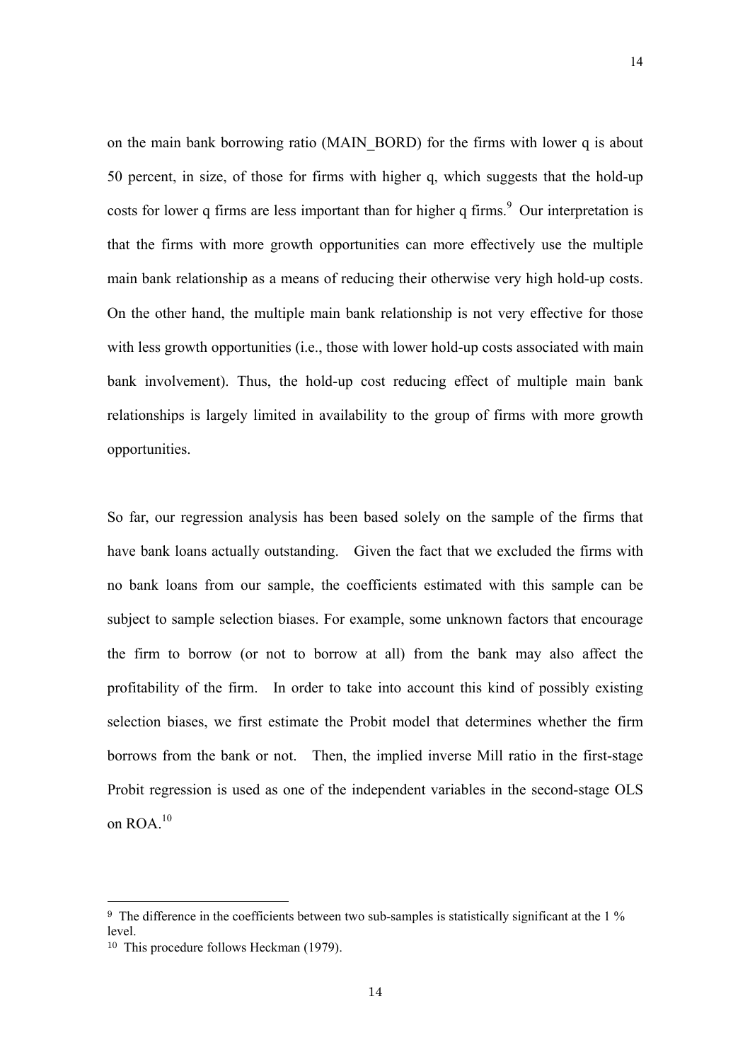on the main bank borrowing ratio (MAIN_BORD) for the firms with lower q is about 50 percent, in size, of those for firms with higher q, which suggests that the hold-up costs for lower q firms are less important than for higher q firms.[9] Our interpretation is that the firms with more growth opportunities can more effectively use the multiple main bank relationship as a means of reducing their otherwise very high hold-up costs. On the other hand, the multiple main bank relationship is not very effective for those with less growth opportunities (i.e., those with lower hold-up costs associated with main bank involvement). Thus, the hold-up cost reducing effect of multiple main bank relationships is largely limited in availability to the group of firms with more growth opportunities.

So far, our regression analysis has been based solely on the sample of the firms that have bank loans actually outstanding. Given the fact that we excluded the firms with no bank loans from our sample, the coefficients estimated with this sample can be subject to sample selection biases. For example, some unknown factors that encourage the firm to borrow (or not to borrow at all) from the bank may also affect the profitability of the firm. In order to take into account this kind of possibly existing selection biases, we first estimate the Probit model that determines whether the firm borrows from the bank or not. Then, the implied inverse Mill ratio in the first-stage Probit regression is used as one of the independent variables in the second-stage OLS on ROA.[10]

---

[9] The difference in the coefficients between two sub-samples is statistically significant at the 1 % level.

[10] This procedure follows Heckman (1979).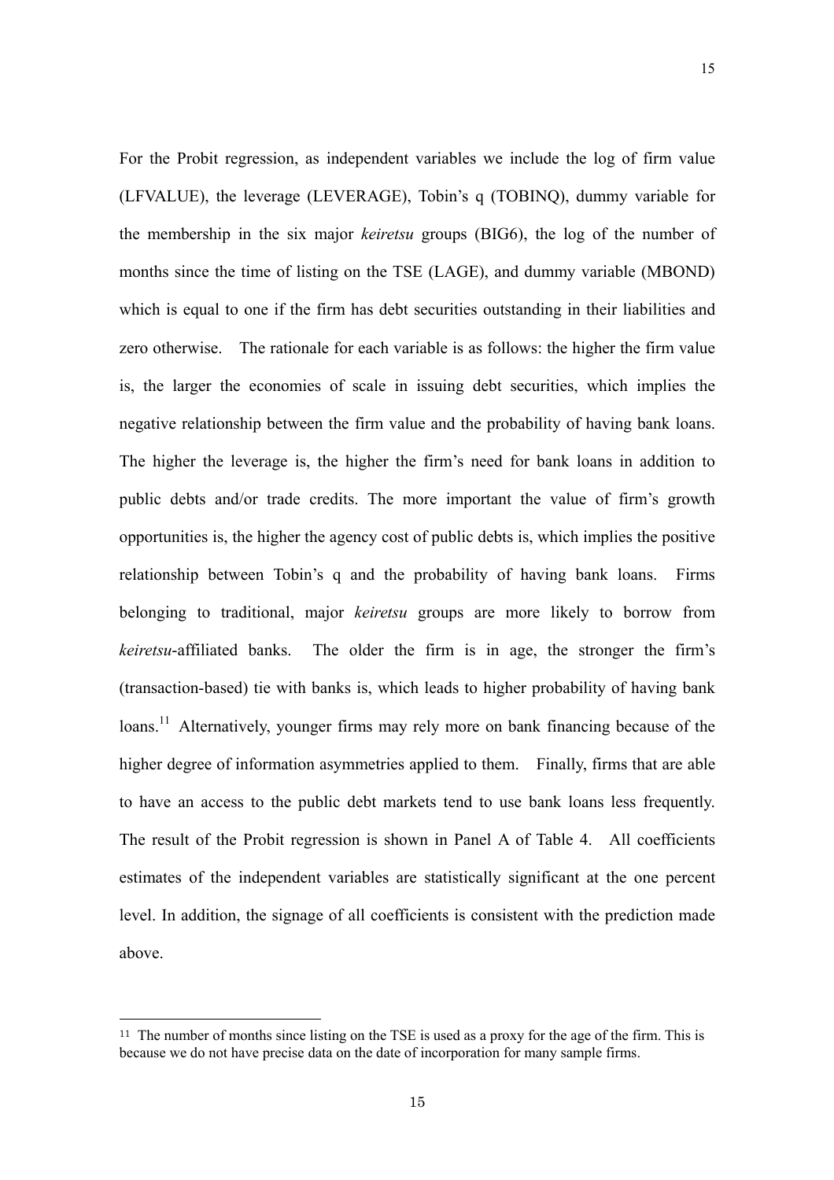For the Probit regression, as independent variables we include the log of firm value (LFVALUE), the leverage (LEVERAGE), Tobin's q (TOBINQ), dummy variable for the membership in the six major *keiretsu* groups (BIG6), the log of the number of months since the time of listing on the TSE (LAGE), and dummy variable (MBOND) which is equal to one if the firm has debt securities outstanding in their liabilities and zero otherwise. The rationale for each variable is as follows: the higher the firm value is, the larger the economies of scale in issuing debt securities, which implies the negative relationship between the firm value and the probability of having bank loans. The higher the leverage is, the higher the firm's need for bank loans in addition to public debts and/or trade credits. The more important the value of firm's growth opportunities is, the higher the agency cost of public debts is, which implies the positive relationship between Tobin's q and the probability of having bank loans. Firms belonging to traditional, major *keiretsu* groups are more likely to borrow from *keiretsu*-affiliated banks. The older the firm is in age, the stronger the firm's (transaction-based) tie with banks is, which leads to higher probability of having bank loans.[11] Alternatively, younger firms may rely more on bank financing because of the higher degree of information asymmetries applied to them. Finally, firms that are able to have an access to the public debt markets tend to use bank loans less frequently. The result of the Probit regression is shown in Panel A of Table 4. All coefficients estimates of the independent variables are statistically significant at the one percent level. In addition, the signage of all coefficients is consistent with the prediction made above.

---

[11] The number of months since listing on the TSE is used as a proxy for the age of the firm. This is because we do not have precise data on the date of incorporation for many sample firms.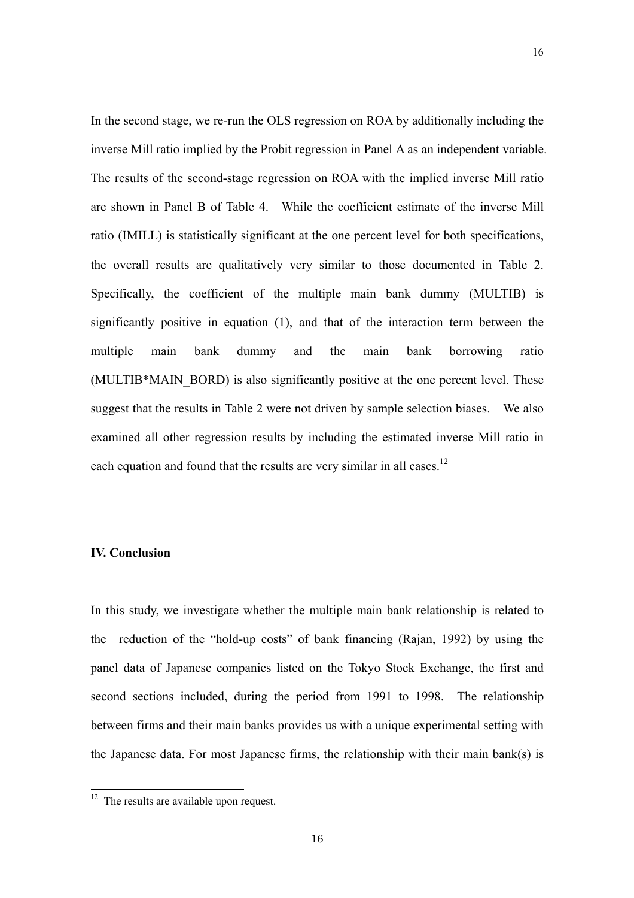In the second stage, we re-run the OLS regression on ROA by additionally including the inverse Mill ratio implied by the Probit regression in Panel A as an independent variable. The results of the second-stage regression on ROA with the implied inverse Mill ratio are shown in Panel B of Table 4. While the coefficient estimate of the inverse Mill ratio (IMILL) is statistically significant at the one percent level for both specifications, the overall results are qualitatively very similar to those documented in Table 2. Specifically, the coefficient of the multiple main bank dummy (MULTIB) is significantly positive in equation (1), and that of the interaction term between the multiple main bank dummy and the main bank borrowing ratio (MULTIB*MAIN_BORD) is also significantly positive at the one percent level. These suggest that the results in Table 2 were not driven by sample selection biases. We also examined all other regression results by including the estimated inverse Mill ratio in each equation and found that the results are very similar in all cases.[12]

### IV. Conclusion

In this study, we investigate whether the multiple main bank relationship is related to the reduction of the "hold-up costs" of bank financing (Rajan, 1992) by using the panel data of Japanese companies listed on the Tokyo Stock Exchange, the first and second sections included, during the period from 1991 to 1998. The relationship between firms and their main banks provides us with a unique experimental setting with the Japanese data. For most Japanese firms, the relationship with their main bank(s) is

[12] The results are available upon request.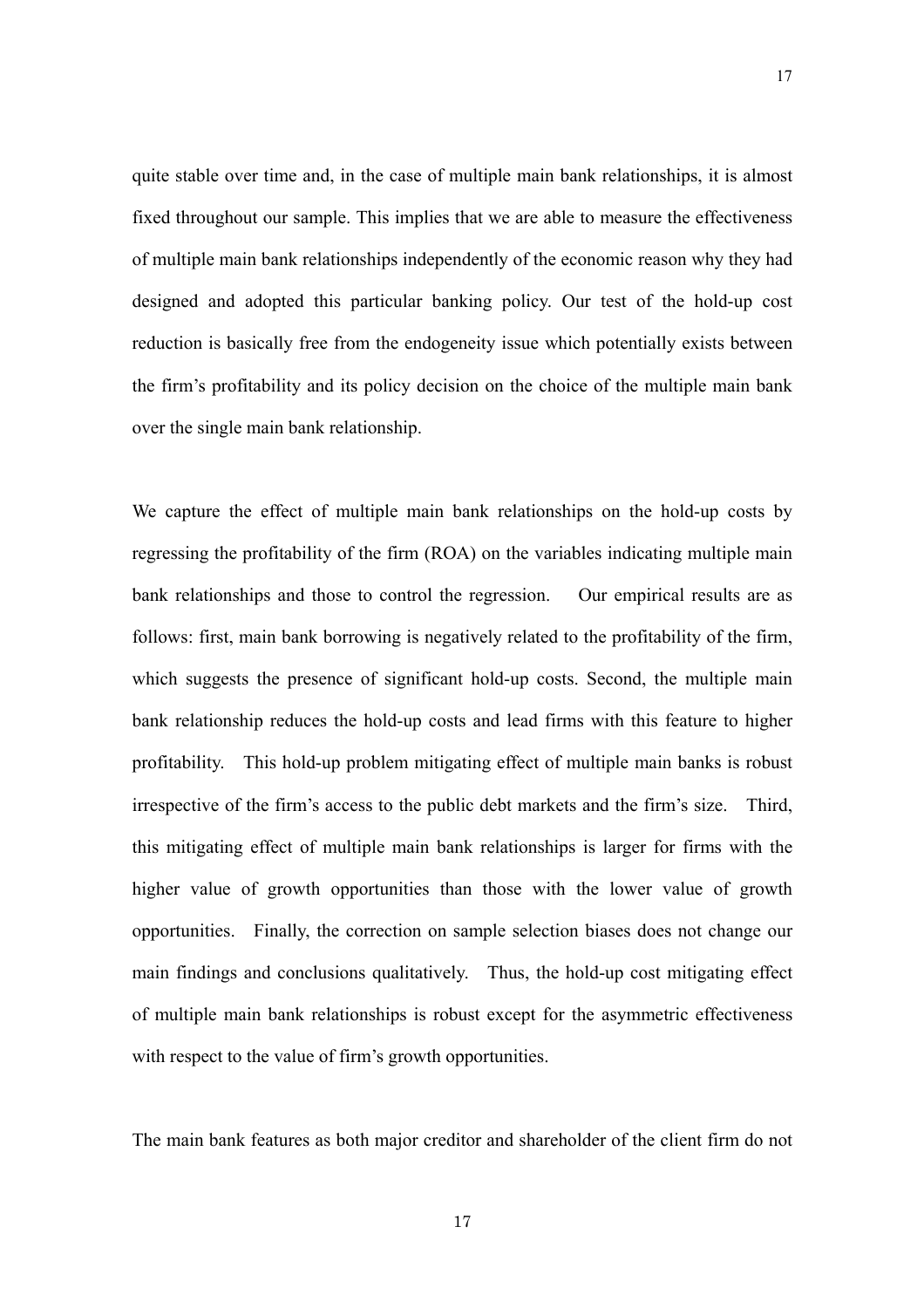quite stable over time and, in the case of multiple main bank relationships, it is almost fixed throughout our sample. This implies that we are able to measure the effectiveness of multiple main bank relationships independently of the economic reason why they had designed and adopted this particular banking policy. Our test of the hold-up cost reduction is basically free from the endogeneity issue which potentially exists between the firm's profitability and its policy decision on the choice of the multiple main bank over the single main bank relationship.

We capture the effect of multiple main bank relationships on the hold-up costs by regressing the profitability of the firm (ROA) on the variables indicating multiple main bank relationships and those to control the regression. Our empirical results are as follows: first, main bank borrowing is negatively related to the profitability of the firm, which suggests the presence of significant hold-up costs. Second, the multiple main bank relationship reduces the hold-up costs and lead firms with this feature to higher profitability. This hold-up problem mitigating effect of multiple main banks is robust irrespective of the firm's access to the public debt markets and the firm's size. Third, this mitigating effect of multiple main bank relationships is larger for firms with the higher value of growth opportunities than those with the lower value of growth opportunities. Finally, the correction on sample selection biases does not change our main findings and conclusions qualitatively. Thus, the hold-up cost mitigating effect of multiple main bank relationships is robust except for the asymmetric effectiveness with respect to the value of firm's growth opportunities.

The main bank features as both major creditor and shareholder of the client firm do not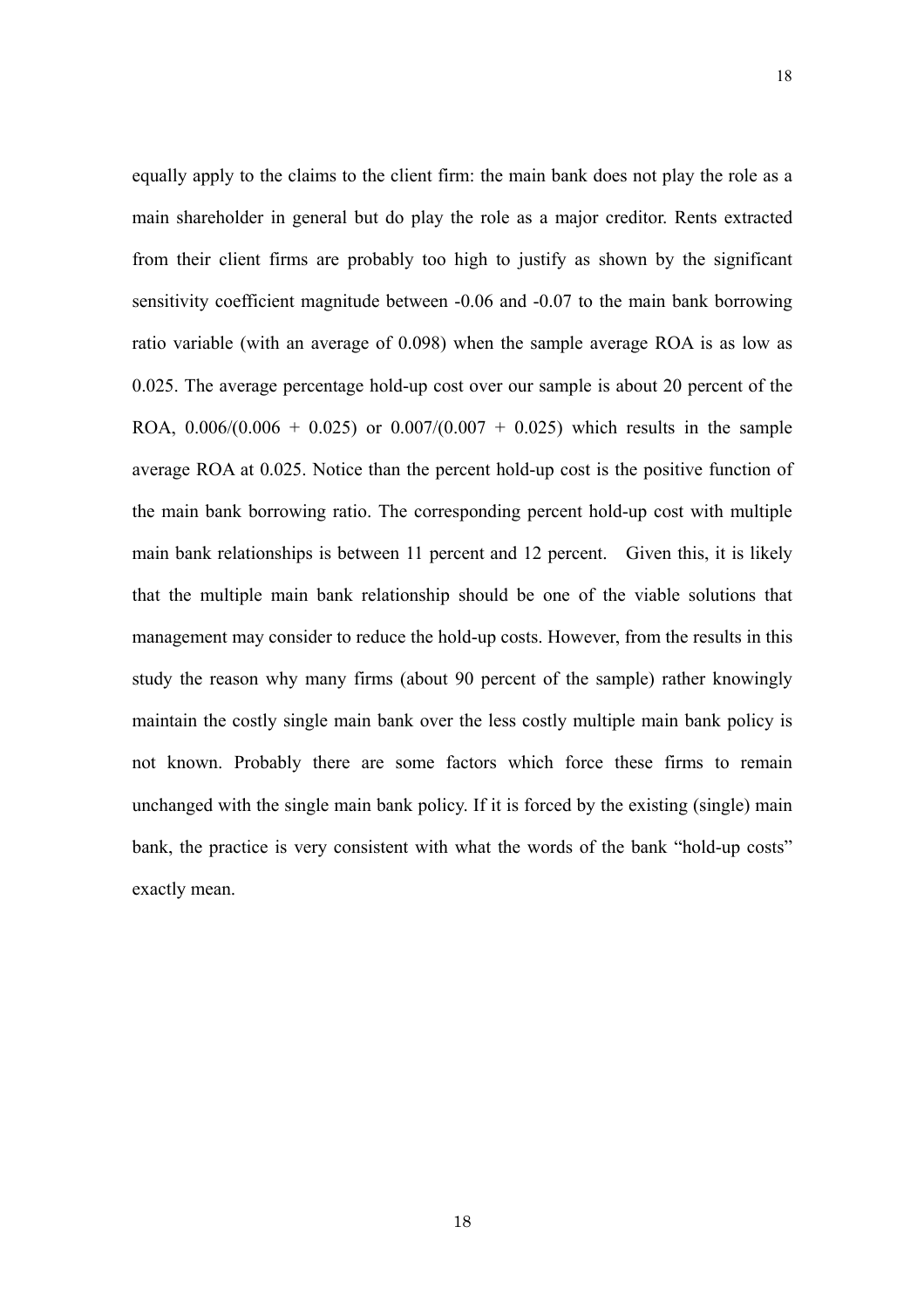equally apply to the claims to the client firm: the main bank does not play the role as a main shareholder in general but do play the role as a major creditor. Rents extracted from their client firms are probably too high to justify as shown by the significant sensitivity coefficient magnitude between -0.06 and -0.07 to the main bank borrowing ratio variable (with an average of 0.098) when the sample average ROA is as low as 0.025. The average percentage hold-up cost over our sample is about 20 percent of the ROA, 0.006/(0.006 + 0.025) or 0.007/(0.007 + 0.025) which results in the sample average ROA at 0.025. Notice than the percent hold-up cost is the positive function of the main bank borrowing ratio. The corresponding percent hold-up cost with multiple main bank relationships is between 11 percent and 12 percent. Given this, it is likely that the multiple main bank relationship should be one of the viable solutions that management may consider to reduce the hold-up costs. However, from the results in this study the reason why many firms (about 90 percent of the sample) rather knowingly maintain the costly single main bank over the less costly multiple main bank policy is not known. Probably there are some factors which force these firms to remain unchanged with the single main bank policy. If it is forced by the existing (single) main bank, the practice is very consistent with what the words of the bank "hold-up costs" exactly mean.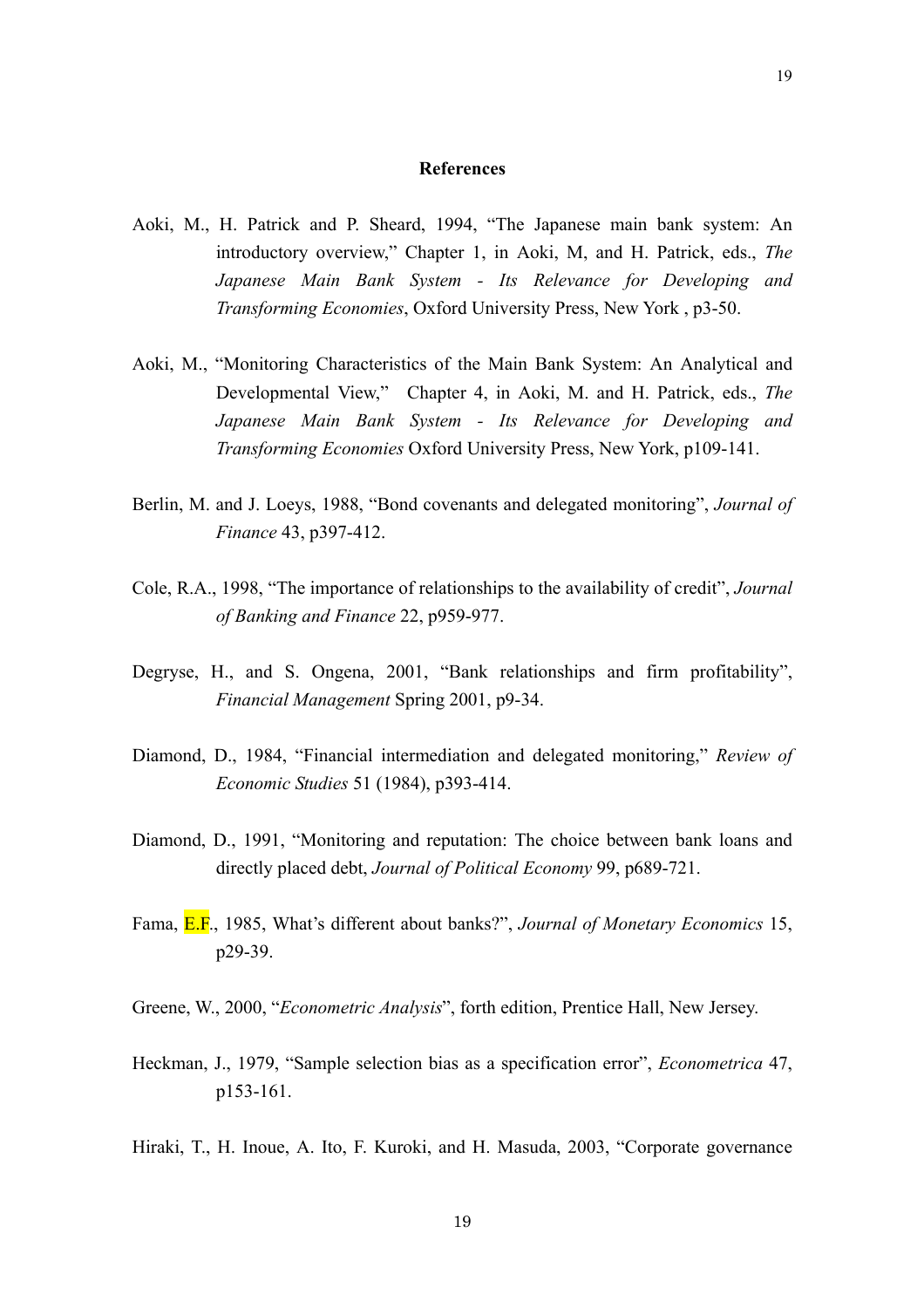## References

Aoki, M., H. Patrick and P. Sheard, 1994, "The Japanese main bank system: An introductory overview," Chapter 1, in Aoki, M, and H. Patrick, eds., *The Japanese Main Bank System - Its Relevance for Developing and Transforming Economies*, Oxford University Press, New York , p3-50.

Aoki, M., "Monitoring Characteristics of the Main Bank System: An Analytical and Developmental View," Chapter 4, in Aoki, M. and H. Patrick, eds., *The Japanese Main Bank System - Its Relevance for Developing and Transforming Economies* Oxford University Press, New York, p109-141.

Berlin, M. and J. Loeys, 1988, "Bond covenants and delegated monitoring", *Journal of Finance* 43, p397-412.

Cole, R.A., 1998, "The importance of relationships to the availability of credit", *Journal of Banking and Finance* 22, p959-977.

Degryse, H., and S. Ongena, 2001, "Bank relationships and firm profitability", *Financial Management* Spring 2001, p9-34.

Diamond, D., 1984, "Financial intermediation and delegated monitoring," *Review of Economic Studies* 51 (1984), p393-414.

Diamond, D., 1991, "Monitoring and reputation: The choice between bank loans and directly placed debt, *Journal of Political Economy* 99, p689-721.

Fama, E.F., 1985, What's different about banks?", *Journal of Monetary Economics* 15, p29-39.

Greene, W., 2000, "*Econometric Analysis*", forth edition, Prentice Hall, New Jersey.

Heckman, J., 1979, "Sample selection bias as a specification error", *Econometrica* 47, p153-161.

Hiraki, T., H. Inoue, A. Ito, F. Kuroki, and H. Masuda, 2003, "Corporate governance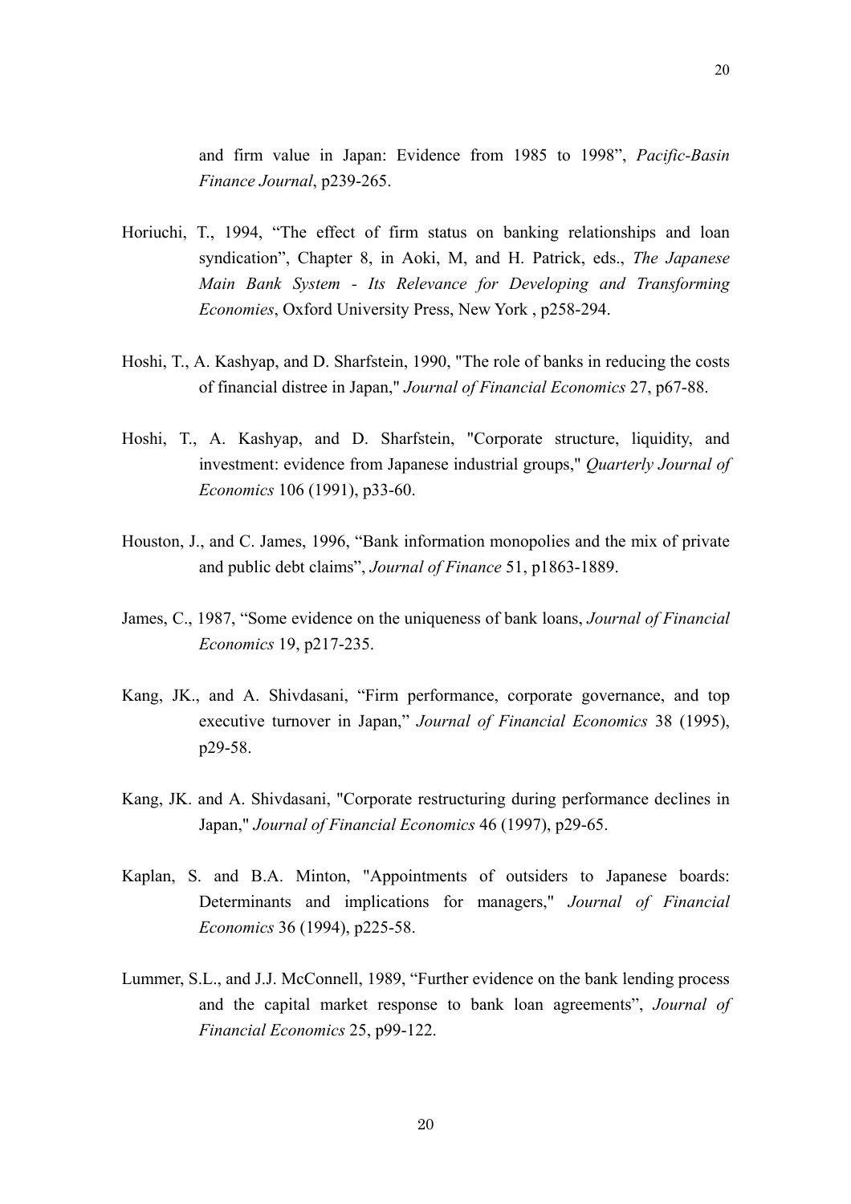and firm value in Japan: Evidence from 1985 to 1998", *Pacific-Basin Finance Journal*, p239-265.

Horiuchi, T., 1994, "The effect of firm status on banking relationships and loan syndication", Chapter 8, in Aoki, M, and H. Patrick, eds., *The Japanese Main Bank System - Its Relevance for Developing and Transforming Economies*, Oxford University Press, New York , p258-294.

Hoshi, T., A. Kashyap, and D. Sharfstein, 1990, "The role of banks in reducing the costs of financial distree in Japan," *Journal of Financial Economics* 27, p67-88.

Hoshi, T., A. Kashyap, and D. Sharfstein, "Corporate structure, liquidity, and investment: evidence from Japanese industrial groups," *Quarterly Journal of Economics* 106 (1991), p33-60.

Houston, J., and C. James, 1996, "Bank information monopolies and the mix of private and public debt claims", *Journal of Finance* 51, p1863-1889.

James, C., 1987, "Some evidence on the uniqueness of bank loans, *Journal of Financial Economics* 19, p217-235.

Kang, JK., and A. Shivdasani, "Firm performance, corporate governance, and top executive turnover in Japan," *Journal of Financial Economics* 38 (1995), p29-58.

Kang, JK. and A. Shivdasani, "Corporate restructuring during performance declines in Japan," *Journal of Financial Economics* 46 (1997), p29-65.

Kaplan, S. and B.A. Minton, "Appointments of outsiders to Japanese boards: Determinants and implications for managers," *Journal of Financial Economics* 36 (1994), p225-58.

Lummer, S.L., and J.J. McConnell, 1989, "Further evidence on the bank lending process and the capital market response to bank loan agreements", *Journal of Financial Economics* 25, p99-122.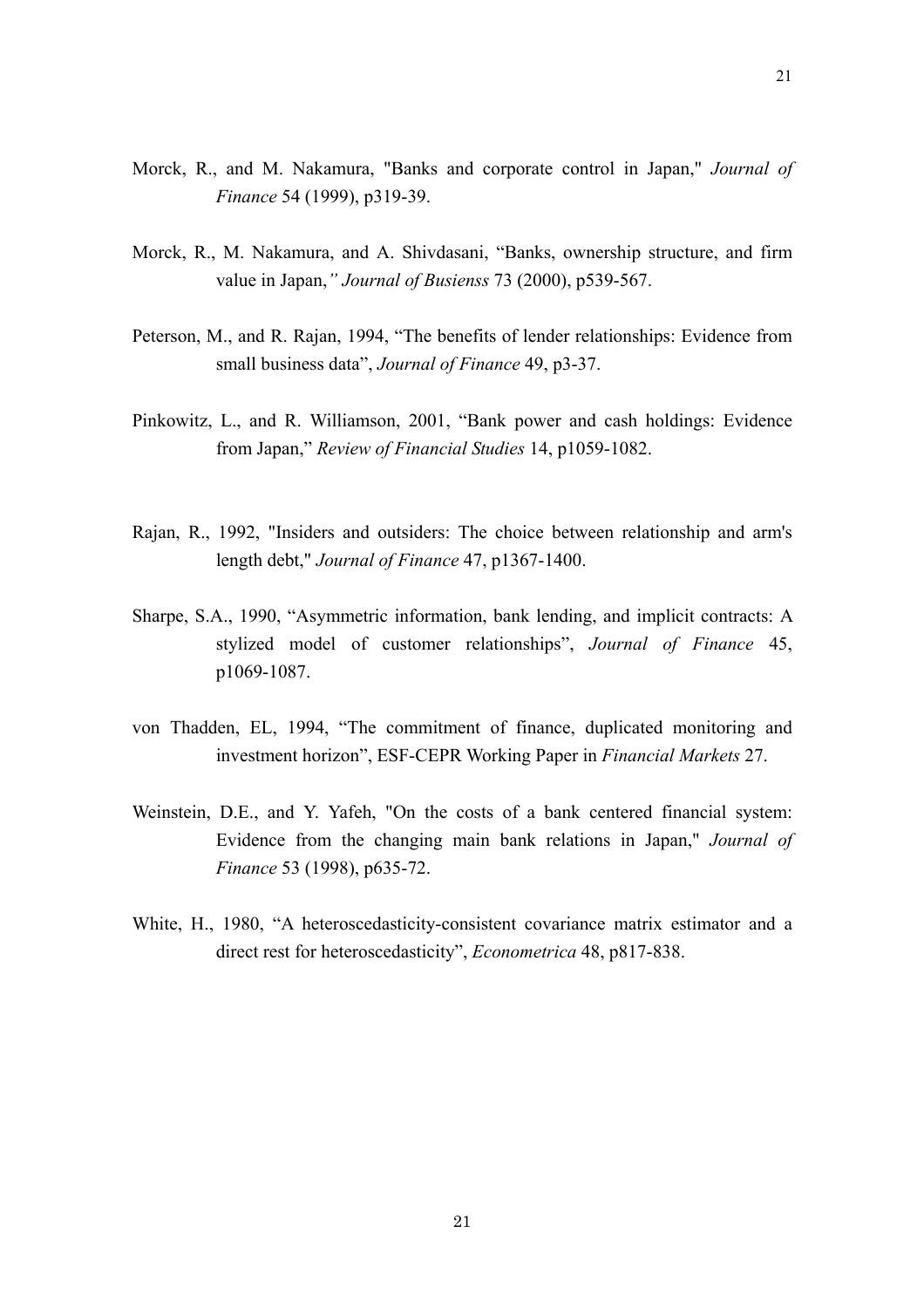Morck, R., and M. Nakamura, "Banks and corporate control in Japan," *Journal of Finance* 54 (1999), p319-39.

Morck, R., M. Nakamura, and A. Shivdasani, "Banks, ownership structure, and firm value in Japan,*" Journal of Busienss* 73 (2000), p539-567.

Peterson, M., and R. Rajan, 1994, "The benefits of lender relationships: Evidence from small business data", *Journal of Finance* 49, p3-37.

Pinkowitz, L., and R. Williamson, 2001, "Bank power and cash holdings: Evidence from Japan," *Review of Financial Studies* 14, p1059-1082.

Rajan, R., 1992, "Insiders and outsiders: The choice between relationship and arm's length debt," *Journal of Finance* 47, p1367-1400.

Sharpe, S.A., 1990, "Asymmetric information, bank lending, and implicit contracts: A stylized model of customer relationships", *Journal of Finance* 45, p1069-1087.

von Thadden, EL, 1994, "The commitment of finance, duplicated monitoring and investment horizon", ESF-CEPR Working Paper in *Financial Markets* 27.

Weinstein, D.E., and Y. Yafeh, "On the costs of a bank centered financial system: Evidence from the changing main bank relations in Japan," *Journal of Finance* 53 (1998), p635-72.

White, H., 1980, "A heteroscedasticity-consistent covariance matrix estimator and a direct rest for heteroscedasticity", *Econometrica* 48, p817-838.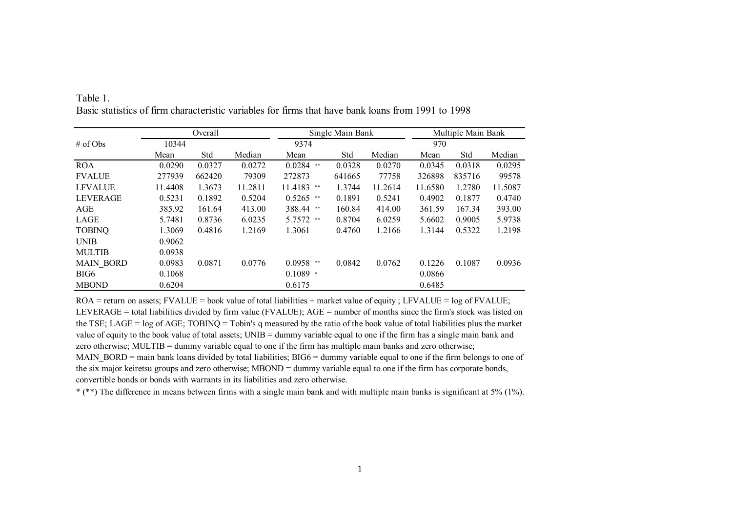Table 1.
Basic statistics of firm characteristic variables for firms that have bank loans from 1991 to 1998

| | Overall | | | Single Main Bank | | | Multiple Main Bank | | |
|---|---|---|---|---|---|---|---|---|---|
| # of Obs | 10344 | | | 9374 | | | 970 | | |
| | Mean | Std | Median | Mean | Std | Median | Mean | Std | Median |
| ROA | 0.0290 | 0.0327 | 0.0272 | 0.0284 ** | 0.0328 | 0.0270 | 0.0345 | 0.0318 | 0.0295 |
| FVALUE | 277939 | 662420 | 79309 | 272873 | 641665 | 77758 | 326898 | 835716 | 99578 |
| LFVALUE | 11.4408 | 1.3673 | 11.2811 | 11.4183 ** | 1.3744 | 11.2614 | 11.6580 | 1.2780 | 11.5087 |
| LEVERAGE | 0.5231 | 0.1892 | 0.5204 | 0.5265 ** | 0.1891 | 0.5241 | 0.4902 | 0.1877 | 0.4740 |
| AGE | 385.92 | 161.64 | 413.00 | 388.44 ** | 160.84 | 414.00 | 361.59 | 167.34 | 393.00 |
| LAGE | 5.7481 | 0.8736 | 6.0235 | 5.7572 ** | 0.8704 | 6.0259 | 5.6602 | 0.9005 | 5.9738 |
| TOBINQ | 1.3069 | 0.4816 | 1.2169 | 1.3061 | 0.4760 | 1.2166 | 1.3144 | 0.5322 | 1.2198 |
| UNIB | 0.9062 | | | | | | | | |
| MULTIB | 0.0938 | | | | | | | | |
| MAIN_BORD | 0.0983 | 0.0871 | 0.0776 | 0.0958 ** | 0.0842 | 0.0762 | 0.1226 | 0.1087 | 0.0936 |
| BIG6 | 0.1068 | | | 0.1089 * | | | 0.0866 | | |
| MBOND | 0.6204 | | | 0.6175 | | | 0.6485 | | |

ROA = return on assets; FVALUE = book value of total liabilities + market value of equity ; LFVALUE = log of FVALUE; LEVERAGE = total liabilities divided by firm value (FVALUE); AGE = number of months since the firm's stock was listed on the TSE; LAGE = log of AGE; TOBINQ = Tobin's q measured by the ratio of the book value of total liabilities plus the market value of equity to the book value of total assets; UNIB = dummy variable equal to one if the firm has a single main bank and zero otherwise; MULTIB = dummy variable equal to one if the firm has multiple main banks and zero otherwise; MAIN_BORD = main bank loans divided by total liabilities; BIG6 = dummy variable equal to one if the firm belongs to one of the six major keiretsu groups and zero otherwise; MBOND = dummy variable equal to one if the firm has corporate bonds, convertible bonds or bonds with warrants in its liabilities and zero otherwise.

* (**) The difference in means between firms with a single main bank and with multiple main banks is significant at 5% (1%).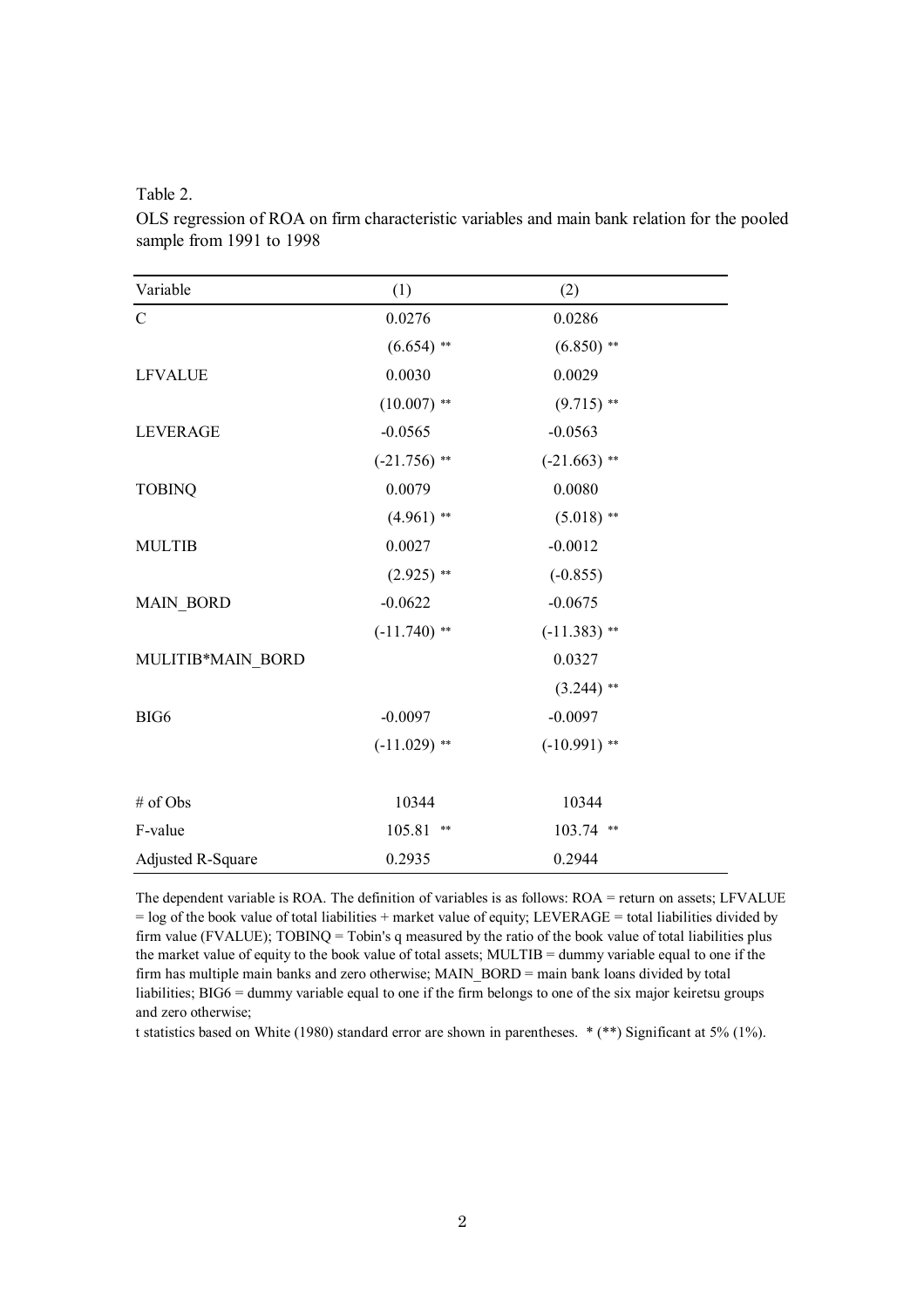Table 2.

OLS regression of ROA on firm characteristic variables and main bank relation for the pooled sample from 1991 to 1998

| Variable | (1) | (2) |
|---|---|---|
| C | 0.0276 | 0.0286 |
| | (6.654) ** | (6.850) ** |
| LFVALUE | 0.0030 | 0.0029 |
| | (10.007) ** | (9.715) ** |
| LEVERAGE | -0.0565 | -0.0563 |
| | (-21.756) ** | (-21.663) ** |
| TOBINQ | 0.0079 | 0.0080 |
| | (4.961) ** | (5.018) ** |
| MULTIB | 0.0027 | -0.0012 |
| | (2.925) ** | (-0.855) |
| MAIN_BORD | -0.0622 | -0.0675 |
| | (-11.740) ** | (-11.383) ** |
| MULITIB*MAIN_BORD | | 0.0327 |
| | | (3.244) ** |
| BIG6 | -0.0097 | -0.0097 |
| | (-11.029) ** | (-10.991) ** |
| # of Obs | 10344 | 10344 |
| F-value | 105.81 ** | 103.74 ** |
| Adjusted R-Square | 0.2935 | 0.2944 |

The dependent variable is ROA. The definition of variables is as follows: ROA = return on assets; LFVALUE = log of the book value of total liabilities + market value of equity; LEVERAGE = total liabilities divided by firm value (FVALUE); TOBINQ = Tobin's q measured by the ratio of the book value of total liabilities plus the market value of equity to the book value of total assets; MULTIB = dummy variable equal to one if the firm has multiple main banks and zero otherwise; MAIN_BORD = main bank loans divided by total liabilities; BIG6 = dummy variable equal to one if the firm belongs to one of the six major keiretsu groups and zero otherwise;

t statistics based on White (1980) standard error are shown in parentheses. * (**) Significant at 5% (1%).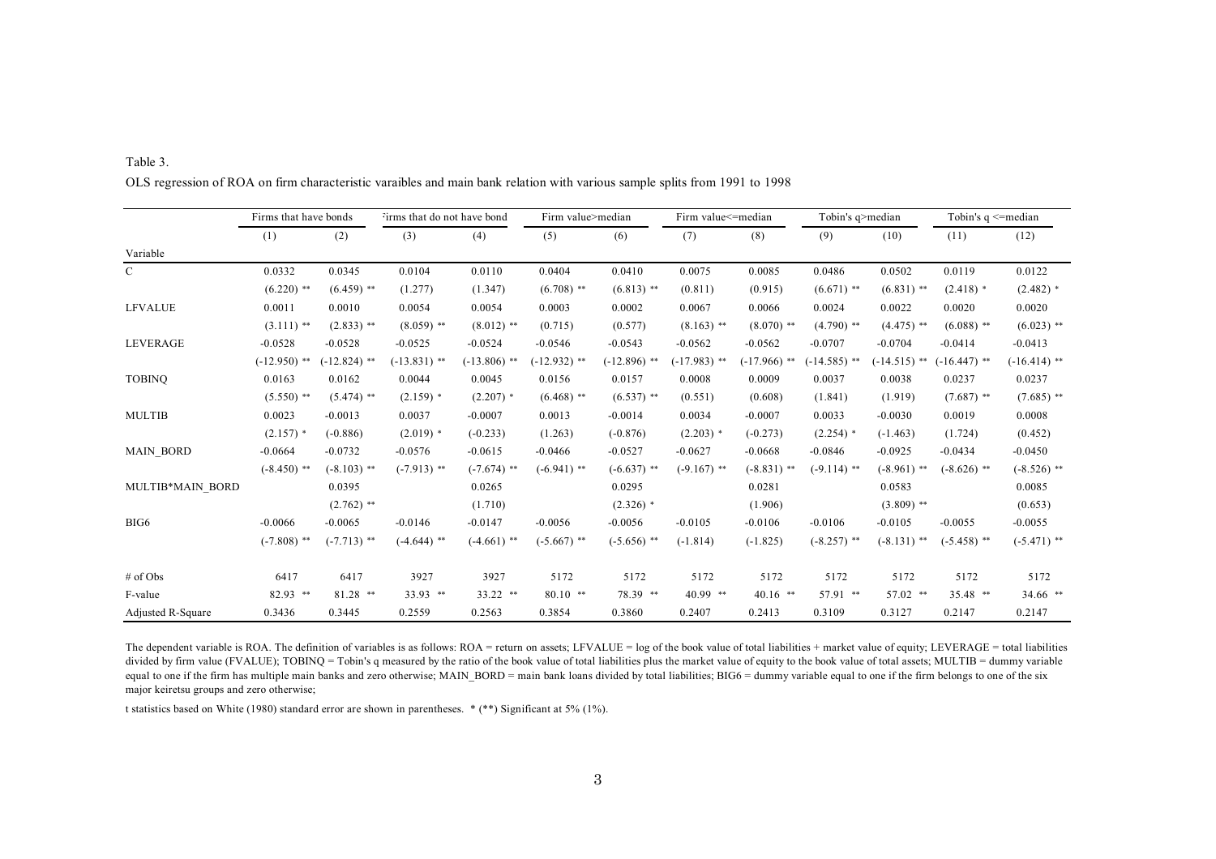Table 3.

OLS regression of ROA on firm characteristic varaibles and main bank relation with various sample splits from 1991 to 1998

| | Firms that have bonds | | Firms that do not have bond | | Firm value>median | | Firm value<=median | | Tobin's q>median | | Tobin's q <=median | |
|---|---|---|---|---|---|---|---|---|---|---|---|---|
| | (1) | (2) | (3) | (4) | (5) | (6) | (7) | (8) | (9) | (10) | (11) | (12) |
| Variable | | | | | | | | | | | | |
| C | 0.0332 | 0.0345 | 0.0104 | 0.0110 | 0.0404 | 0.0410 | 0.0075 | 0.0085 | 0.0486 | 0.0502 | 0.0119 | 0.0122 |
| | (6.220) ** | (6.459) ** | (1.277) | (1.347) | (6.708) ** | (6.813) ** | (0.811) | (0.915) | (6.671) ** | (6.831) ** | (2.418) * | (2.482) * |
| LFVALUE | 0.0011 | 0.0010 | 0.0054 | 0.0054 | 0.0003 | 0.0002 | 0.0067 | 0.0066 | 0.0024 | 0.0022 | 0.0020 | 0.0020 |
| | (3.111) ** | (2.833) ** | (8.059) ** | (8.012) ** | (0.715) | (0.577) | (8.163) ** | (8.070) ** | (4.790) ** | (4.475) ** | (6.088) ** | (6.023) ** |
| LEVERAGE | -0.0528 | -0.0528 | -0.0525 | -0.0524 | -0.0546 | -0.0543 | -0.0562 | -0.0562 | -0.0707 | -0.0704 | -0.0414 | -0.0413 |
| | (-12.950) ** | (-12.824) ** | (-13.831) ** | (-13.806) ** | (-12.932) ** | (-12.896) ** | (-17.983) ** | (-17.966) ** | (-14.585) ** | (-14.515) ** | (-16.447) ** | (-16.414) ** |
| TOBINQ | 0.0163 | 0.0162 | 0.0044 | 0.0045 | 0.0156 | 0.0157 | 0.0008 | 0.0009 | 0.0037 | 0.0038 | 0.0237 | 0.0237 |
| | (5.550) ** | (5.474) ** | (2.159) * | (2.207) * | (6.468) ** | (6.537) ** | (0.551) | (0.608) | (1.841) | (1.919) | (7.687) ** | (7.685) ** |
| MULTIB | 0.0023 | -0.0013 | 0.0037 | -0.0007 | 0.0013 | -0.0014 | 0.0034 | -0.0007 | 0.0033 | -0.0030 | 0.0019 | 0.0008 |
| | (2.157) * | (-0.886) | (2.019) * | (-0.233) | (1.263) | (-0.876) | (2.203) * | (-0.273) | (2.254) * | (-1.463) | (1.724) | (0.452) |
| MAIN_BORD | -0.0664 | -0.0732 | -0.0576 | -0.0615 | -0.0466 | -0.0527 | -0.0627 | -0.0668 | -0.0846 | -0.0925 | -0.0434 | -0.0450 |
| | (-8.450) ** | (-8.103) ** | (-7.913) ** | (-7.674) ** | (-6.941) ** | (-6.637) ** | (-9.167) ** | (-8.831) ** | (-9.114) ** | (-8.961) ** | (-8.626) ** | (-8.526) ** |
| MULTIB*MAIN_BORD | | 0.0395 | | 0.0265 | | 0.0295 | | 0.0281 | | 0.0583 | | 0.0085 |
| | | (2.762) ** | | (1.710) | | (2.326) * | | (1.906) | | (3.809) ** | | (0.653) |
| BIG6 | -0.0066 | -0.0065 | -0.0146 | -0.0147 | -0.0056 | -0.0056 | -0.0105 | -0.0106 | -0.0106 | -0.0105 | -0.0055 | -0.0055 |
| | (-7.808) ** | (-7.713) ** | (-4.644) ** | (-4.661) ** | (-5.667) ** | (-5.656) ** | (-1.814) | (-1.825) | (-8.257) ** | (-8.131) ** | (-5.458) ** | (-5.471) ** |
| # of Obs | 6417 | 6417 | 3927 | 3927 | 5172 | 5172 | 5172 | 5172 | 5172 | 5172 | 5172 | 5172 |
| F-value | 82.93 ** | 81.28 ** | 33.93 ** | 33.22 ** | 80.10 ** | 78.39 ** | 40.99 ** | 40.16 ** | 57.91 ** | 57.02 ** | 35.48 ** | 34.66 ** |
| Adjusted R-Square | 0.3436 | 0.3445 | 0.2559 | 0.2563 | 0.3854 | 0.3860 | 0.2407 | 0.2413 | 0.3109 | 0.3127 | 0.2147 | 0.2147 |

The dependent variable is ROA. The definition of variables is as follows: ROA = return on assets; LFVALUE = log of the book value of total liabilities + market value of equity; LEVERAGE = total liabilities divided by firm value (FVALUE); TOBINQ = Tobin's q measured by the ratio of the book value of total liabilities plus the market value of equity to the book value of total assets; MULTIB = dummy variable equal to one if the firm has multiple main banks and zero otherwise; MAIN_BORD = main bank loans divided by total liabilities; BIG6 = dummy variable equal to one if the firm belongs to one of the six major keiretsu groups and zero otherwise;

t statistics based on White (1980) standard error are shown in parentheses. * (**) Significant at 5% (1%).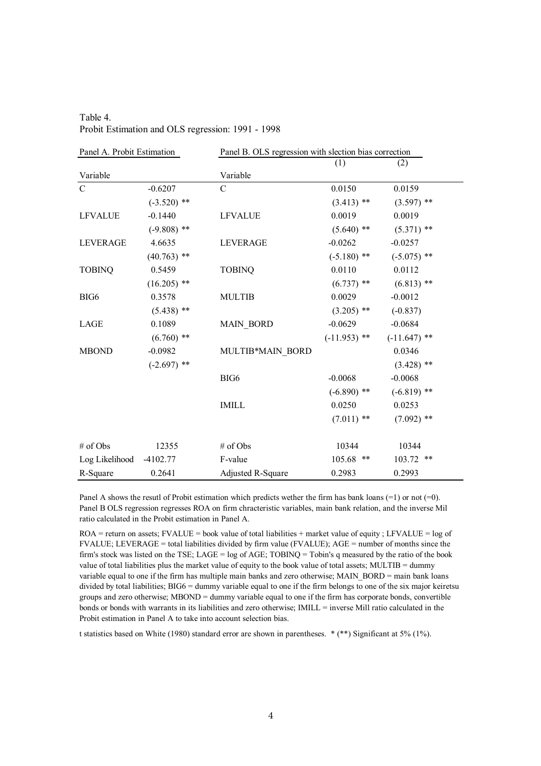Table 4.
Probit Estimation and OLS regression: 1991 - 1998

| Panel A. Probit Estimation | | Panel B. OLS regression with slection bias correction | | |
|---|---|---|---|---|
| | | | (1) | (2) |
| Variable | | Variable | | |
| C | -0.6207 | C | 0.0150 | 0.0159 |
| | (-3.520) ** | | (3.413) ** | (3.597) ** |
| LFVALUE | -0.1440 | LFVALUE | 0.0019 | 0.0019 |
| | (-9.808) ** | | (5.640) ** | (5.371) ** |
| LEVERAGE | 4.6635 | LEVERAGE | -0.0262 | -0.0257 |
| | (40.763) ** | | (-5.180) ** | (-5.075) ** |
| TOBINQ | 0.5459 | TOBINQ | 0.0110 | 0.0112 |
| | (16.205) ** | | (6.737) ** | (6.813) ** |
| BIG6 | 0.3578 | MULTIB | 0.0029 | -0.0012 |
| | (5.438) ** | | (3.205) ** | (-0.837) |
| LAGE | 0.1089 | MAIN_BORD | -0.0629 | -0.0684 |
| | (6.760) ** | | (-11.953) ** | (-11.647) ** |
| MBOND | -0.0982 | MULTIB*MAIN_BORD | | 0.0346 |
| | (-2.697) ** | | | (3.428) ** |
| | | BIG6 | -0.0068 | -0.0068 |
| | | | (-6.890) ** | (-6.819) ** |
| | | IMILL | 0.0250 | 0.0253 |
| | | | (7.011) ** | (7.092) ** |
| # of Obs | 12355 | # of Obs | 10344 | 10344 |
| Log Likelihood | -4102.77 | F-value | 105.68 ** | 103.72 ** |
| R-Square | 0.2641 | Adjusted R-Square | 0.2983 | 0.2993 |

Panel A shows the resutl of Probit estimation which predicts wether the firm has bank loans (=1) or not (=0). Panel B OLS regression regresses ROA on firm chracteristic variables, main bank relation, and the inverse Mil ratio calculated in the Probit estimation in Panel A.

ROA = return on assets; FVALUE = book value of total liabilities + market value of equity ; LFVALUE = log of FVALUE; LEVERAGE = total liabilities divided by firm value (FVALUE); AGE = number of months since the firm's stock was listed on the TSE; LAGE = log of AGE; TOBINQ = Tobin's q measured by the ratio of the book value of total liabilities plus the market value of equity to the book value of total assets; MULTIB = dummy variable equal to one if the firm has multiple main banks and zero otherwise; MAIN_BORD = main bank loans divided by total liabilities; BIG6 = dummy variable equal to one if the firm belongs to one of the six major keiretsu groups and zero otherwise; MBOND = dummy variable equal to one if the firm has corporate bonds, convertible bonds or bonds with warrants in its liabilities and zero otherwise; IMILL = inverse Mill ratio calculated in the Probit estimation in Panel A to take into account selection bias.

t statistics based on White (1980) standard error are shown in parentheses. * (**) Significant at 5% (1%).